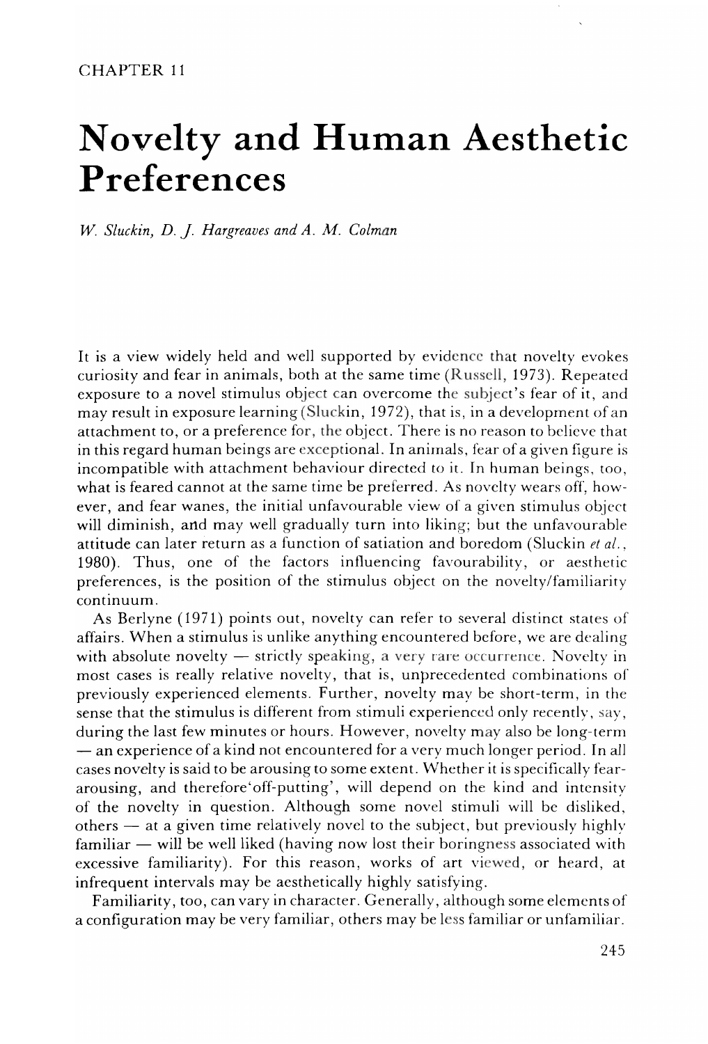CHAPTER 11

# Novelty and Human Aesthetic Preferences

*W. Sluckin, D. J. Hargreaves and A. M. Colman*

It is a view widely held and well supported by evidence that novelty evokes curiosity and fear in animals, both at the same time (Russell, 1973). Repeated exposure to a novel stimulus object can overcome the subject's fear of it, and may result in exposure learning (Sluckin, 1972), that is, in a development of an attachment to, or a preference for, the object. There is no reason to believe that in this regard human beings are exceptional. In animals, fear of a given figure is incompatible with attachment behaviour directed to it. In human beings, too, what is feared cannot at the same time be preferred. As novelty wears off, however, and fear wanes, the initial unfavourable view of a given stimulus object will diminish, and may well gradually turn into liking; but the unfavourable attitude can later return as a function of satiation and boredom (Sluckin *et al.*, 1980). Thus, one of the factors influencing favourability, or aesthetic preferences, is the position of the stimulus object on the novelty/familiarity continuum.

As Berlyne (1971) points out, novelty can refer to several distinct states of affairs. When a stimulus is unlike anything encountered before, we are dealing with absolute novelty — strictly speaking, a very rare occurrence. Novelty in most cases is really relative novelty, that is, unprecedented combinations of previously experienced elements. Further, novelty may be short-term, in the sense that the stimulus is different from stimuli experienced only recently, say, during the last few minutes or hours. However, novelty may also be long-term — an experience of a kind not encountered for a very much longer period. In all cases novelty is said to be arousing to some extent. Whether it is specifically fear-arousing, and therefore 'off-putting', will depend on the kind and intensity of the novelty in question. Although some novel stimuli will be disliked, others — at a given time relatively novel to the subject, but previously highly familiar — will be well liked (having now lost their boringness associated with excessive familiarity). For this reason, works of art viewed, or heard, at infrequent intervals may be aesthetically highly satisfying.

Familiarity, too, can vary in character. Generally, although some elements of a configuration may be very familiar, others may be less familiar or unfamiliar.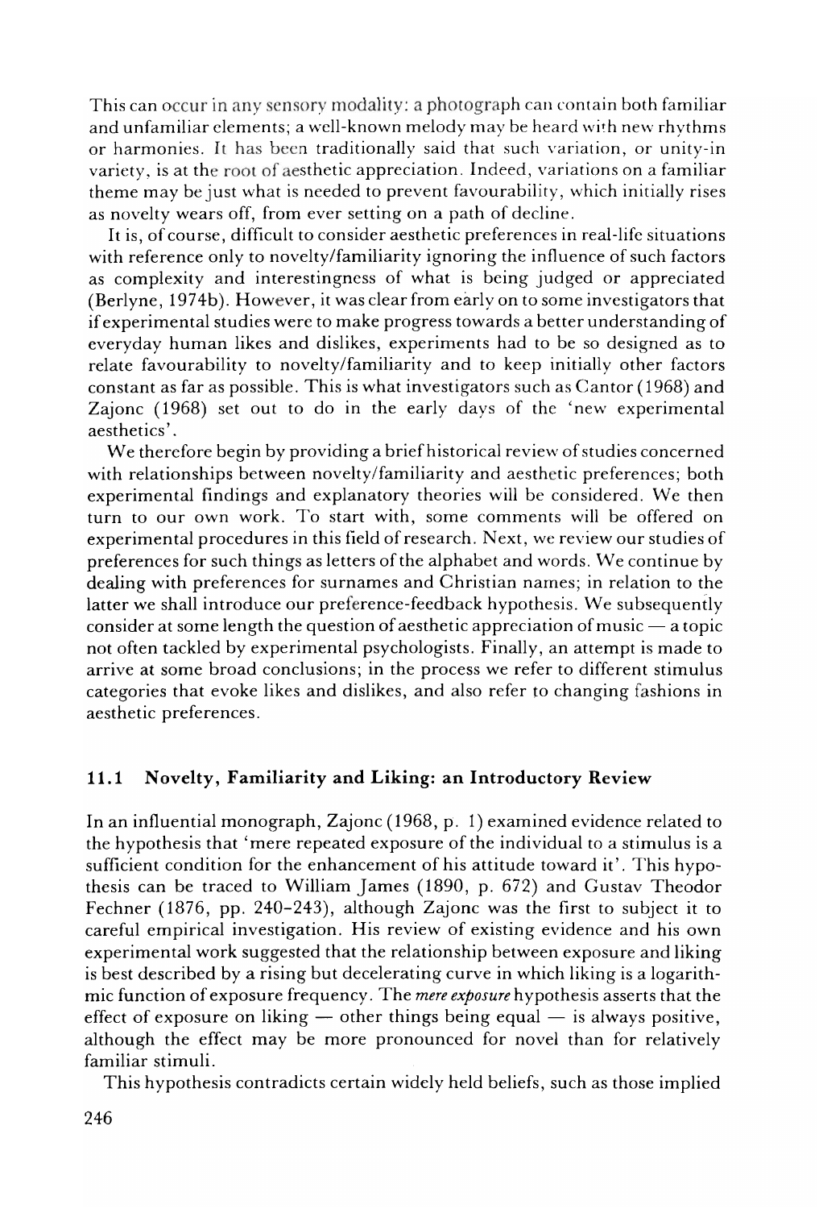This can occur in any sensory modality: a photograph can contain both familiar and unfamiliar elements; a well-known melody may be heard with new rhythms or harmonies. It has been traditionally said that such variation, or unity-in variety, is at the root of aesthetic appreciation. Indeed, variations on a familiar theme may be just what is needed to prevent favourability, which initially rises as novelty wears off, from ever setting on a path of decline.

It is, of course, difficult to consider aesthetic preferences in real-life situations with reference only to novelty/familiarity ignoring the influence of such factors as complexity and interestingness of what is being judged or appreciated (Berlyne, 1974b). However, it was clear from early on to some investigators that if experimental studies were to make progress towards a better understanding of everyday human likes and dislikes, experiments had to be so designed as to relate favourability to novelty/familiarity and to keep initially other factors constant as far as possible. This is what investigators such as Cantor (1968) and Zajonc (1968) set out to do in the early days of the 'new experimental aesthetics'.

We therefore begin by providing a brief historical review of studies concerned with relationships between novelty/familiarity and aesthetic preferences; both experimental findings and explanatory theories will be considered. We then turn to our own work. To start with, some comments will be offered on experimental procedures in this field of research. Next, we review our studies of preferences for such things as letters of the alphabet and words. We continue by dealing with preferences for surnames and Christian names; in relation to the latter we shall introduce our preference-feedback hypothesis. We subsequently consider at some length the question of aesthetic appreciation of music — a topic not often tackled by experimental psychologists. Finally, an attempt is made to arrive at some broad conclusions; in the process we refer to different stimulus categories that evoke likes and dislikes, and also refer to changing fashions in aesthetic preferences.

## 11.1 Novelty, Familiarity and Liking: an Introductory Review

In an influential monograph, Zajonc (1968, p. 1) examined evidence related to the hypothesis that 'mere repeated exposure of the individual to a stimulus is a sufficient condition for the enhancement of his attitude toward it'. This hypothesis can be traced to William James (1890, p. 672) and Gustav Theodor Fechner (1876, pp. 240–243), although Zajonc was the first to subject it to careful empirical investigation. His review of existing evidence and his own experimental work suggested that the relationship between exposure and liking is best described by a rising but decelerating curve in which liking is a logarithmic function of exposure frequency. The *mere exposure* hypothesis asserts that the effect of exposure on liking — other things being equal — is always positive, although the effect may be more pronounced for novel than for relatively familiar stimuli.

This hypothesis contradicts certain widely held beliefs, such as those implied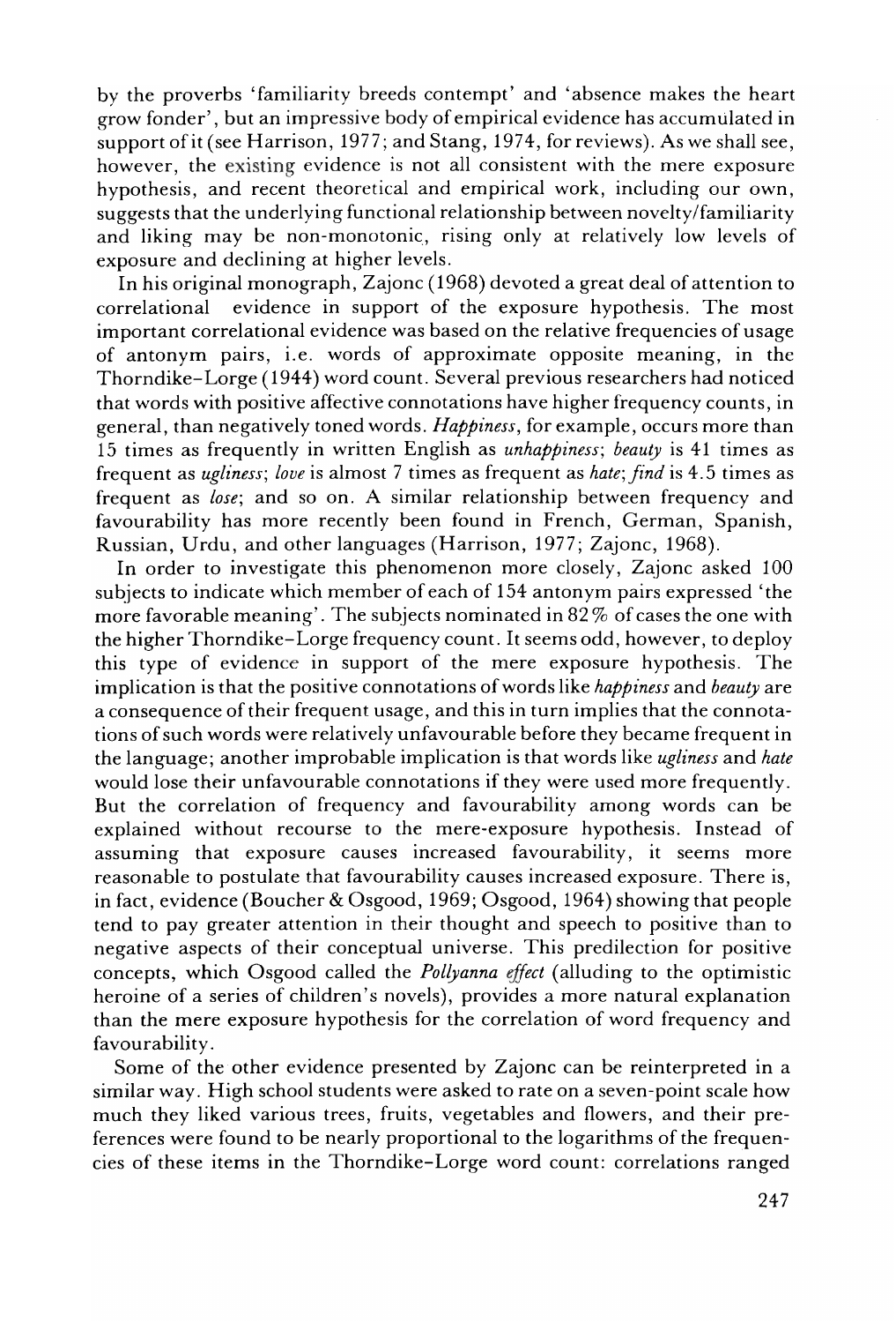by the proverbs 'familiarity breeds contempt' and 'absence makes the heart grow fonder', but an impressive body of empirical evidence has accumulated in support of it (see Harrison, 1977; and Stang, 1974, for reviews). As we shall see, however, the existing evidence is not all consistent with the mere exposure hypothesis, and recent theoretical and empirical work, including our own, suggests that the underlying functional relationship between novelty/familiarity and liking may be non-monotonic, rising only at relatively low levels of exposure and declining at higher levels.

In his original monograph, Zajonc (1968) devoted a great deal of attention to correlational evidence in support of the exposure hypothesis. The most important correlational evidence was based on the relative frequencies of usage of antonym pairs, i.e. words of approximate opposite meaning, in the Thorndike–Lorge (1944) word count. Several previous researchers had noticed that words with positive affective connotations have higher frequency counts, in general, than negatively toned words. *Happiness*, for example, occurs more than 15 times as frequently in written English as *unhappiness*; *beauty* is 41 times as frequent as *ugliness*; *love* is almost 7 times as frequent as *hate*; *find* is 4.5 times as frequent as *lose*; and so on. A similar relationship between frequency and favourability has more recently been found in French, German, Spanish, Russian, Urdu, and other languages (Harrison, 1977; Zajonc, 1968).

In order to investigate this phenomenon more closely, Zajonc asked 100 subjects to indicate which member of each of 154 antonym pairs expressed 'the more favorable meaning'. The subjects nominated in 82% of cases the one with the higher Thorndike–Lorge frequency count. It seems odd, however, to deploy this type of evidence in support of the mere exposure hypothesis. The implication is that the positive connotations of words like *happiness* and *beauty* are a consequence of their frequent usage, and this in turn implies that the connotations of such words were relatively unfavourable before they became frequent in the language; another improbable implication is that words like *ugliness* and *hate* would lose their unfavourable connotations if they were used more frequently. But the correlation of frequency and favourability among words can be explained without recourse to the mere-exposure hypothesis. Instead of assuming that exposure causes increased favourability, it seems more reasonable to postulate that favourability causes increased exposure. There is, in fact, evidence (Boucher & Osgood, 1969; Osgood, 1964) showing that people tend to pay greater attention in their thought and speech to positive than to negative aspects of their conceptual universe. This predilection for positive concepts, which Osgood called the *Pollyanna effect* (alluding to the optimistic heroine of a series of children's novels), provides a more natural explanation than the mere exposure hypothesis for the correlation of word frequency and favourability.

Some of the other evidence presented by Zajonc can be reinterpreted in a similar way. High school students were asked to rate on a seven-point scale how much they liked various trees, fruits, vegetables and flowers, and their preferences were found to be nearly proportional to the logarithms of the frequencies of these items in the Thorndike–Lorge word count: correlations ranged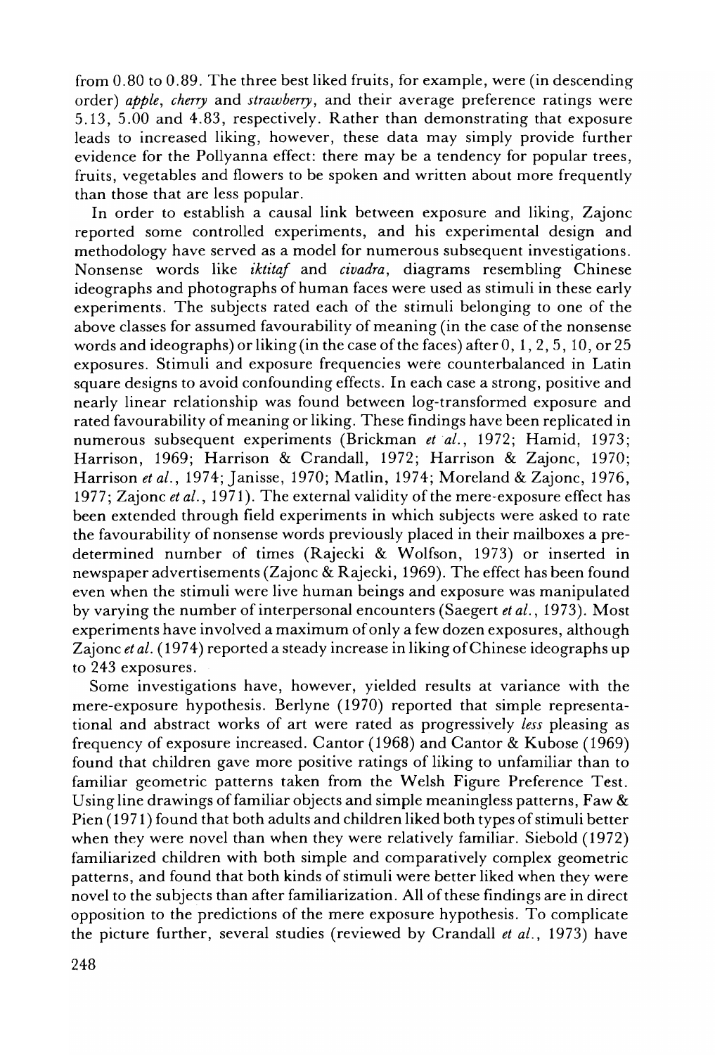from 0.80 to 0.89. The three best liked fruits, for example, were (in descending order) *apple*, *cherry* and *strawberry*, and their average preference ratings were 5.13, 5.00 and 4.83, respectively. Rather than demonstrating that exposure leads to increased liking, however, these data may simply provide further evidence for the Pollyanna effect: there may be a tendency for popular trees, fruits, vegetables and flowers to be spoken and written about more frequently than those that are less popular.

In order to establish a causal link between exposure and liking, Zajonc reported some controlled experiments, and his experimental design and methodology have served as a model for numerous subsequent investigations. Nonsense words like *iktitaf* and *civadra*, diagrams resembling Chinese ideographs and photographs of human faces were used as stimuli in these early experiments. The subjects rated each of the stimuli belonging to one of the above classes for assumed favourability of meaning (in the case of the nonsense words and ideographs) or liking (in the case of the faces) after 0, 1, 2, 5, 10, or 25 exposures. Stimuli and exposure frequencies were counterbalanced in Latin square designs to avoid confounding effects. In each case a strong, positive and nearly linear relationship was found between log-transformed exposure and rated favourability of meaning or liking. These findings have been replicated in numerous subsequent experiments (Brickman *et al.*, 1972; Hamid, 1973; Harrison, 1969; Harrison & Crandall, 1972; Harrison & Zajonc, 1970; Harrison *et al.*, 1974; Janisse, 1970; Matlin, 1974; Moreland & Zajonc, 1976, 1977; Zajonc *et al.*, 1971). The external validity of the mere-exposure effect has been extended through field experiments in which subjects were asked to rate the favourability of nonsense words previously placed in their mailboxes a predetermined number of times (Rajecki & Wolfson, 1973) or inserted in newspaper advertisements (Zajonc & Rajecki, 1969). The effect has been found even when the stimuli were live human beings and exposure was manipulated by varying the number of interpersonal encounters (Saegert *et al.*, 1973). Most experiments have involved a maximum of only a few dozen exposures, although Zajonc *et al.* (1974) reported a steady increase in liking of Chinese ideographs up to 243 exposures.

Some investigations have, however, yielded results at variance with the mere-exposure hypothesis. Berlyne (1970) reported that simple representational and abstract works of art were rated as progressively *less* pleasing as frequency of exposure increased. Cantor (1968) and Cantor & Kubose (1969) found that children gave more positive ratings of liking to unfamiliar than to familiar geometric patterns taken from the Welsh Figure Preference Test. Using line drawings of familiar objects and simple meaningless patterns, Faw & Pien (1971) found that both adults and children liked both types of stimuli better when they were novel than when they were relatively familiar. Siebold (1972) familiarized children with both simple and comparatively complex geometric patterns, and found that both kinds of stimuli were better liked when they were novel to the subjects than after familiarization. All of these findings are in direct opposition to the predictions of the mere exposure hypothesis. To complicate the picture further, several studies (reviewed by Crandall *et al.*, 1973) have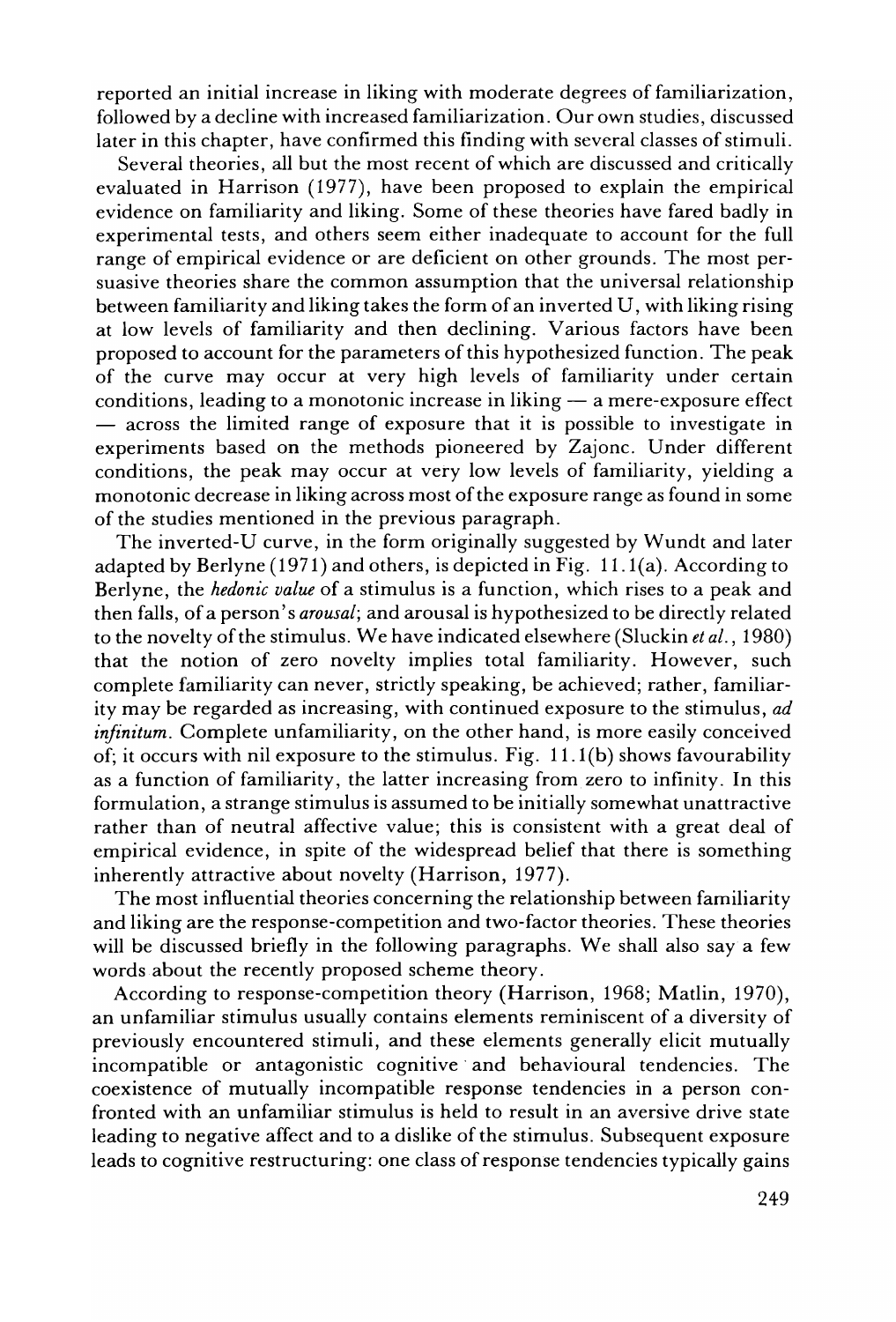reported an initial increase in liking with moderate degrees of familiarization, followed by a decline with increased familiarization. Our own studies, discussed later in this chapter, have confirmed this finding with several classes of stimuli.

Several theories, all but the most recent of which are discussed and critically evaluated in Harrison (1977), have been proposed to explain the empirical evidence on familiarity and liking. Some of these theories have fared badly in experimental tests, and others seem either inadequate to account for the full range of empirical evidence or are deficient on other grounds. The most persuasive theories share the common assumption that the universal relationship between familiarity and liking takes the form of an inverted U, with liking rising at low levels of familiarity and then declining. Various factors have been proposed to account for the parameters of this hypothesized function. The peak of the curve may occur at very high levels of familiarity under certain conditions, leading to a monotonic increase in liking — a mere-exposure effect — across the limited range of exposure that it is possible to investigate in experiments based on the methods pioneered by Zajonc. Under different conditions, the peak may occur at very low levels of familiarity, yielding a monotonic decrease in liking across most of the exposure range as found in some of the studies mentioned in the previous paragraph.

The inverted-U curve, in the form originally suggested by Wundt and later adapted by Berlyne (1971) and others, is depicted in Fig. 11.1(a). According to Berlyne, the *hedonic value* of a stimulus is a function, which rises to a peak and then falls, of a person's *arousal*; and arousal is hypothesized to be directly related to the novelty of the stimulus. We have indicated elsewhere (Sluckin *et al.*, 1980) that the notion of zero novelty implies total familiarity. However, such complete familiarity can never, strictly speaking, be achieved; rather, familiarity may be regarded as increasing, with continued exposure to the stimulus, *ad infinitum*. Complete unfamiliarity, on the other hand, is more easily conceived of; it occurs with nil exposure to the stimulus. Fig. 11.1(b) shows favourability as a function of familiarity, the latter increasing from zero to infinity. In this formulation, a strange stimulus is assumed to be initially somewhat unattractive rather than of neutral affective value; this is consistent with a great deal of empirical evidence, in spite of the widespread belief that there is something inherently attractive about novelty (Harrison, 1977).

The most influential theories concerning the relationship between familiarity and liking are the response-competition and two-factor theories. These theories will be discussed briefly in the following paragraphs. We shall also say a few words about the recently proposed scheme theory.

According to response-competition theory (Harrison, 1968; Matlin, 1970), an unfamiliar stimulus usually contains elements reminiscent of a diversity of previously encountered stimuli, and these elements generally elicit mutually incompatible or antagonistic cognitive and behavioural tendencies. The coexistence of mutually incompatible response tendencies in a person confronted with an unfamiliar stimulus is held to result in an aversive drive state leading to negative affect and to a dislike of the stimulus. Subsequent exposure leads to cognitive restructuring: one class of response tendencies typically gains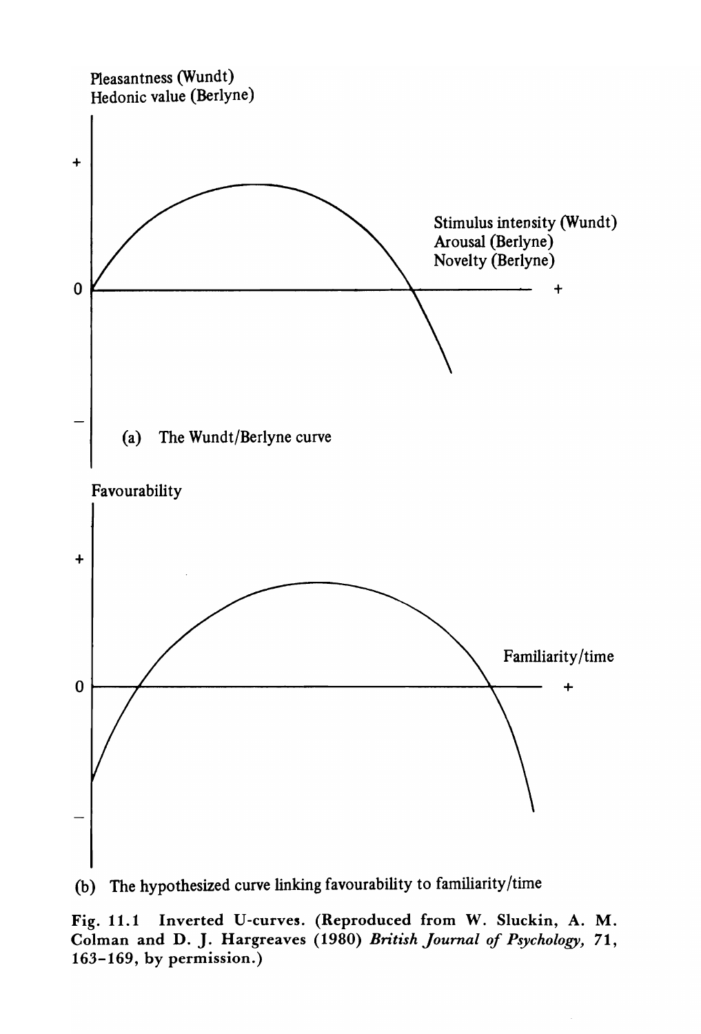Pleasantness (Wundt)
Hedonic value (Berlyne)

+

Stimulus intensity (Wundt)
Arousal (Berlyne)
Novelty (Berlyne)

0

+

−

(a) The Wundt/Berlyne curve

Favourability

+

Familiarity/time

0

+

−

(b) The hypothesized curve linking favourability to familiarity/time

**Fig. 11.1** Inverted U-curves. (Reproduced from W. Sluckin, A. M. Colman and D. J. Hargreaves (1980) *British Journal of Psychology*, 71, 163–169, by permission.)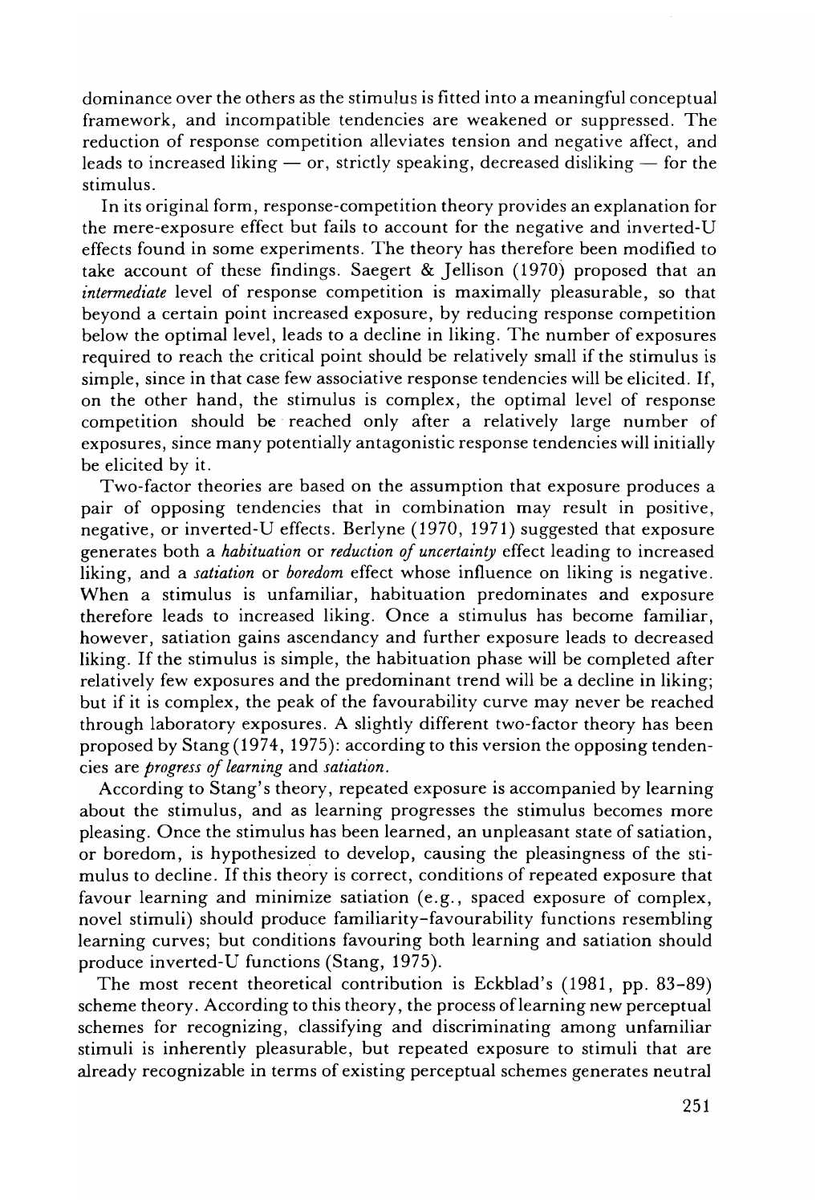dominance over the others as the stimulus is fitted into a meaningful conceptual framework, and incompatible tendencies are weakened or suppressed. The reduction of response competition alleviates tension and negative affect, and leads to increased liking — or, strictly speaking, decreased disliking — for the stimulus.

In its original form, response-competition theory provides an explanation for the mere-exposure effect but fails to account for the negative and inverted-U effects found in some experiments. The theory has therefore been modified to take account of these findings. Saegert & Jellison (1970) proposed that an *intermediate* level of response competition is maximally pleasurable, so that beyond a certain point increased exposure, by reducing response competition below the optimal level, leads to a decline in liking. The number of exposures required to reach the critical point should be relatively small if the stimulus is simple, since in that case few associative response tendencies will be elicited. If, on the other hand, the stimulus is complex, the optimal level of response competition should be reached only after a relatively large number of exposures, since many potentially antagonistic response tendencies will initially be elicited by it.

Two-factor theories are based on the assumption that exposure produces a pair of opposing tendencies that in combination may result in positive, negative, or inverted-U effects. Berlyne (1970, 1971) suggested that exposure generates both a *habituation* or *reduction of uncertainty* effect leading to increased liking, and a *satiation* or *boredom* effect whose influence on liking is negative. When a stimulus is unfamiliar, habituation predominates and exposure therefore leads to increased liking. Once a stimulus has become familiar, however, satiation gains ascendancy and further exposure leads to decreased liking. If the stimulus is simple, the habituation phase will be completed after relatively few exposures and the predominant trend will be a decline in liking; but if it is complex, the peak of the favourability curve may never be reached through laboratory exposures. A slightly different two-factor theory has been proposed by Stang (1974, 1975): according to this version the opposing tendencies are *progress of learning* and *satiation*.

According to Stang's theory, repeated exposure is accompanied by learning about the stimulus, and as learning progresses the stimulus becomes more pleasing. Once the stimulus has been learned, an unpleasant state of satiation, or boredom, is hypothesized to develop, causing the pleasingness of the stimulus to decline. If this theory is correct, conditions of repeated exposure that favour learning and minimize satiation (e.g., spaced exposure of complex, novel stimuli) should produce familiarity-favourability functions resembling learning curves; but conditions favouring both learning and satiation should produce inverted-U functions (Stang, 1975).

The most recent theoretical contribution is Eckblad's (1981, pp. 83–89) scheme theory. According to this theory, the process of learning new perceptual schemes for recognizing, classifying and discriminating among unfamiliar stimuli is inherently pleasurable, but repeated exposure to stimuli that are already recognizable in terms of existing perceptual schemes generates neutral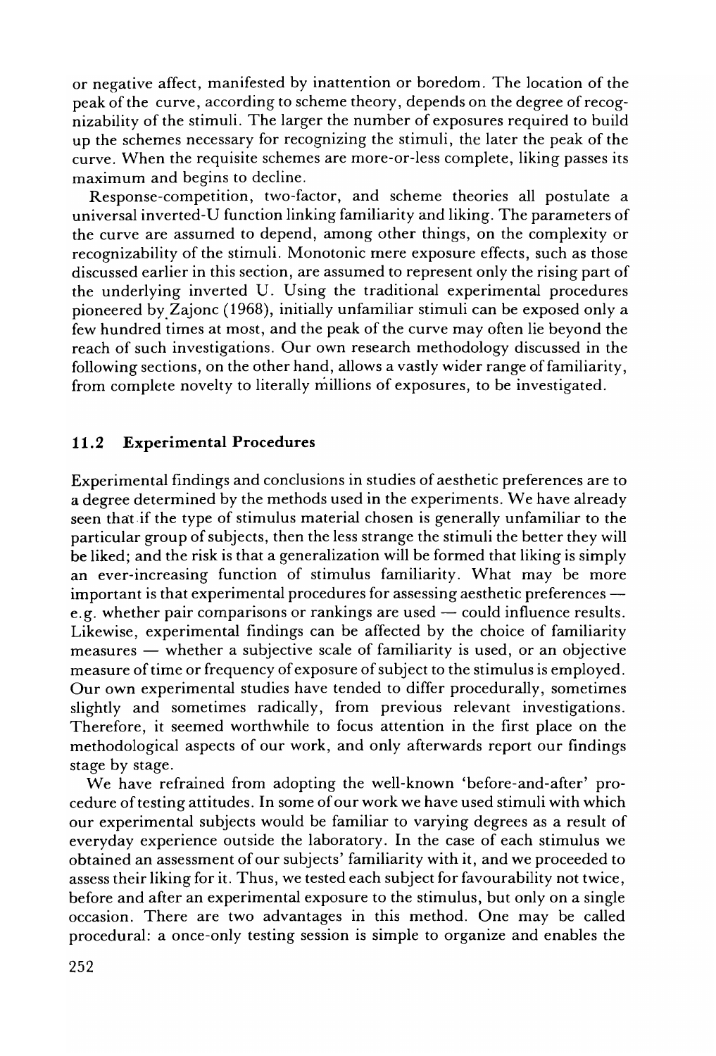or negative affect, manifested by inattention or boredom. The location of the peak of the curve, according to scheme theory, depends on the degree of recognizability of the stimuli. The larger the number of exposures required to build up the schemes necessary for recognizing the stimuli, the later the peak of the curve. When the requisite schemes are more-or-less complete, liking passes its maximum and begins to decline.

Response-competition, two-factor, and scheme theories all postulate a universal inverted-U function linking familiarity and liking. The parameters of the curve are assumed to depend, among other things, on the complexity or recognizability of the stimuli. Monotonic mere exposure effects, such as those discussed earlier in this section, are assumed to represent only the rising part of the underlying inverted U. Using the traditional experimental procedures pioneered by Zajonc (1968), initially unfamiliar stimuli can be exposed only a few hundred times at most, and the peak of the curve may often lie beyond the reach of such investigations. Our own research methodology discussed in the following sections, on the other hand, allows a vastly wider range of familiarity, from complete novelty to literally millions of exposures, to be investigated.

## 11.2 Experimental Procedures

Experimental findings and conclusions in studies of aesthetic preferences are to a degree determined by the methods used in the experiments. We have already seen that if the type of stimulus material chosen is generally unfamiliar to the particular group of subjects, then the less strange the stimuli the better they will be liked; and the risk is that a generalization will be formed that liking is simply an ever-increasing function of stimulus familiarity. What may be more important is that experimental procedures for assessing aesthetic preferences — e.g. whether pair comparisons or rankings are used — could influence results. Likewise, experimental findings can be affected by the choice of familiarity measures — whether a subjective scale of familiarity is used, or an objective measure of time or frequency of exposure of subject to the stimulus is employed. Our own experimental studies have tended to differ procedurally, sometimes slightly and sometimes radically, from previous relevant investigations. Therefore, it seemed worthwhile to focus attention in the first place on the methodological aspects of our work, and only afterwards report our findings stage by stage.

We have refrained from adopting the well-known 'before-and-after' procedure of testing attitudes. In some of our work we have used stimuli with which our experimental subjects would be familiar to varying degrees as a result of everyday experience outside the laboratory. In the case of each stimulus we obtained an assessment of our subjects' familiarity with it, and we proceeded to assess their liking for it. Thus, we tested each subject for favourability not twice, before and after an experimental exposure to the stimulus, but only on a single occasion. There are two advantages in this method. One may be called procedural: a once-only testing session is simple to organize and enables the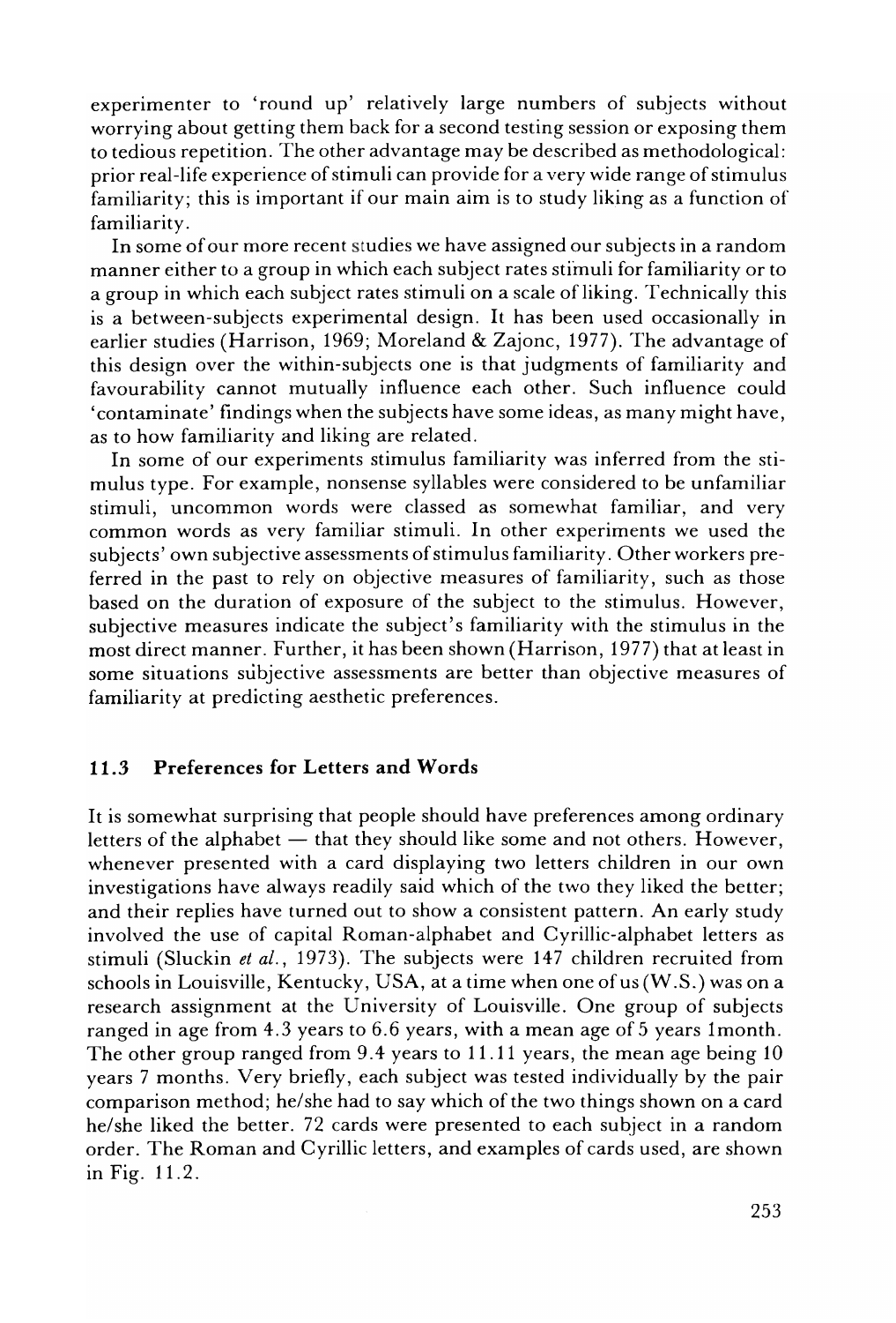experimenter to 'round up' relatively large numbers of subjects without worrying about getting them back for a second testing session or exposing them to tedious repetition. The other advantage may be described as methodological: prior real-life experience of stimuli can provide for a very wide range of stimulus familiarity; this is important if our main aim is to study liking as a function of familiarity.

In some of our more recent studies we have assigned our subjects in a random manner either to a group in which each subject rates stimuli for familiarity or to a group in which each subject rates stimuli on a scale of liking. Technically this is a between-subjects experimental design. It has been used occasionally in earlier studies (Harrison, 1969; Moreland & Zajonc, 1977). The advantage of this design over the within-subjects one is that judgments of familiarity and favourability cannot mutually influence each other. Such influence could 'contaminate' findings when the subjects have some ideas, as many might have, as to how familiarity and liking are related.

In some of our experiments stimulus familiarity was inferred from the stimulus type. For example, nonsense syllables were considered to be unfamiliar stimuli, uncommon words were classed as somewhat familiar, and very common words as very familiar stimuli. In other experiments we used the subjects' own subjective assessments of stimulus familiarity. Other workers preferred in the past to rely on objective measures of familiarity, such as those based on the duration of exposure of the subject to the stimulus. However, subjective measures indicate the subject's familiarity with the stimulus in the most direct manner. Further, it has been shown (Harrison, 1977) that at least in some situations subjective assessments are better than objective measures of familiarity at predicting aesthetic preferences.

## 11.3 Preferences for Letters and Words

It is somewhat surprising that people should have preferences among ordinary letters of the alphabet — that they should like some and not others. However, whenever presented with a card displaying two letters children in our own investigations have always readily said which of the two they liked the better; and their replies have turned out to show a consistent pattern. An early study involved the use of capital Roman-alphabet and Cyrillic-alphabet letters as stimuli (Sluckin *et al.*, 1973). The subjects were 147 children recruited from schools in Louisville, Kentucky, USA, at a time when one of us (W.S.) was on a research assignment at the University of Louisville. One group of subjects ranged in age from 4.3 years to 6.6 years, with a mean age of 5 years 1month. The other group ranged from 9.4 years to 11.11 years, the mean age being 10 years 7 months. Very briefly, each subject was tested individually by the pair comparison method; he/she had to say which of the two things shown on a card he/she liked the better. 72 cards were presented to each subject in a random order. The Roman and Cyrillic letters, and examples of cards used, are shown in Fig. 11.2.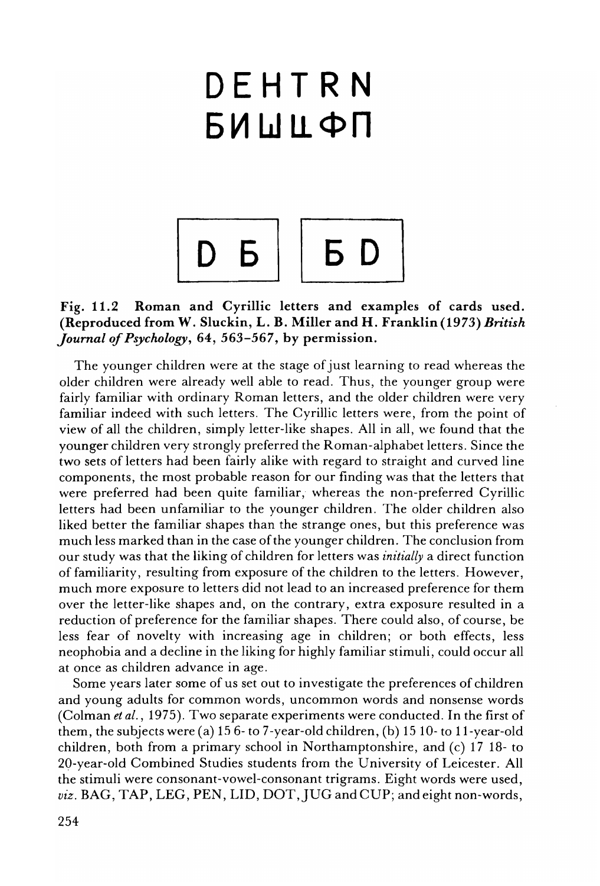DEHTRN

БИШЩФП

| D Б | Б D |
|---|---|

**Fig. 11.2 Roman and Cyrillic letters and examples of cards used. (Reproduced from W. Sluckin, L. B. Miller and H. Franklin (1973) *British Journal of Psychology*, 64, 563–567, by permission.**

The younger children were at the stage of just learning to read whereas the older children were already well able to read. Thus, the younger group were fairly familiar with ordinary Roman letters, and the older children were very familiar indeed with such letters. The Cyrillic letters were, from the point of view of all the children, simply letter-like shapes. All in all, we found that the younger children very strongly preferred the Roman-alphabet letters. Since the two sets of letters had been fairly alike with regard to straight and curved line components, the most probable reason for our finding was that the letters that were preferred had been quite familiar, whereas the non-preferred Cyrillic letters had been unfamiliar to the younger children. The older children also liked better the familiar shapes than the strange ones, but this preference was much less marked than in the case of the younger children. The conclusion from our study was that the liking of children for letters was *initially* a direct function of familiarity, resulting from exposure of the children to the letters. However, much more exposure to letters did not lead to an increased preference for them over the letter-like shapes and, on the contrary, extra exposure resulted in a reduction of preference for the familiar shapes. There could also, of course, be less fear of novelty with increasing age in children; or both effects, less neophobia and a decline in the liking for highly familiar stimuli, could occur all at once as children advance in age.

Some years later some of us set out to investigate the preferences of children and young adults for common words, uncommon words and nonsense words (Colman *et al.*, 1975). Two separate experiments were conducted. In the first of them, the subjects were (a) 15 6- to 7-year-old children, (b) 15 10- to 11-year-old children, both from a primary school in Northamptonshire, and (c) 17 18- to 20-year-old Combined Studies students from the University of Leicester. All the stimuli were consonant-vowel-consonant trigrams. Eight words were used, *viz*. BAG, TAP, LEG, PEN, LID, DOT, JUG and CUP; and eight non-words,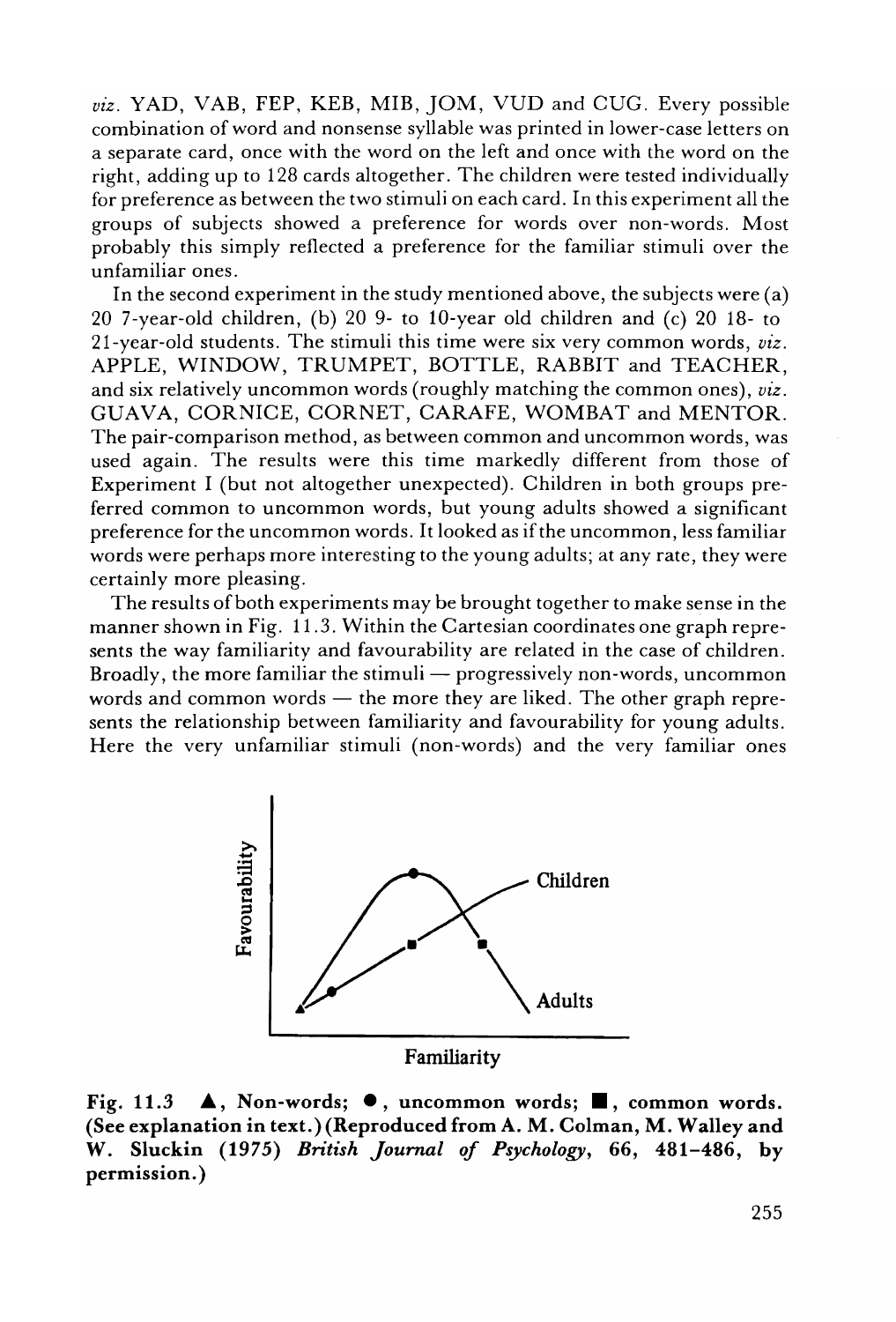*viz.* YAD, VAB, FEP, KEB, MIB, JOM, VUD and CUG. Every possible combination of word and nonsense syllable was printed in lower-case letters on a separate card, once with the word on the left and once with the word on the right, adding up to 128 cards altogether. The children were tested individually for preference as between the two stimuli on each card. In this experiment all the groups of subjects showed a preference for words over non-words. Most probably this simply reflected a preference for the familiar stimuli over the unfamiliar ones.

In the second experiment in the study mentioned above, the subjects were (a) 20 7-year-old children, (b) 20 9- to 10-year old children and (c) 20 18- to 21-year-old students. The stimuli this time were six very common words, *viz.* APPLE, WINDOW, TRUMPET, BOTTLE, RABBIT and TEACHER, and six relatively uncommon words (roughly matching the common ones), *viz.* GUAVA, CORNICE, CORNET, CARAFE, WOMBAT and MENTOR. The pair-comparison method, as between common and uncommon words, was used again. The results were this time markedly different from those of Experiment I (but not altogether unexpected). Children in both groups preferred common to uncommon words, but young adults showed a significant preference for the uncommon words. It looked as if the uncommon, less familiar words were perhaps more interesting to the young adults; at any rate, they were certainly more pleasing.

The results of both experiments may be brought together to make sense in the manner shown in Fig. 11.3. Within the Cartesian coordinates one graph represents the way familiarity and favourability are related in the case of children. Broadly, the more familiar the stimuli — progressively non-words, uncommon words and common words — the more they are liked. The other graph represents the relationship between familiarity and favourability for young adults. Here the very unfamiliar stimuli (non-words) and the very familiar ones

Favourability

Children

Adults

Familiarity

**Fig. 11.3 ▲, Non-words; ●, uncommon words; ■, common words. (See explanation in text.) (Reproduced from A. M. Colman, M. Walley and W. Sluckin (1975) *British Journal of Psychology*, 66, 481–486, by permission.)**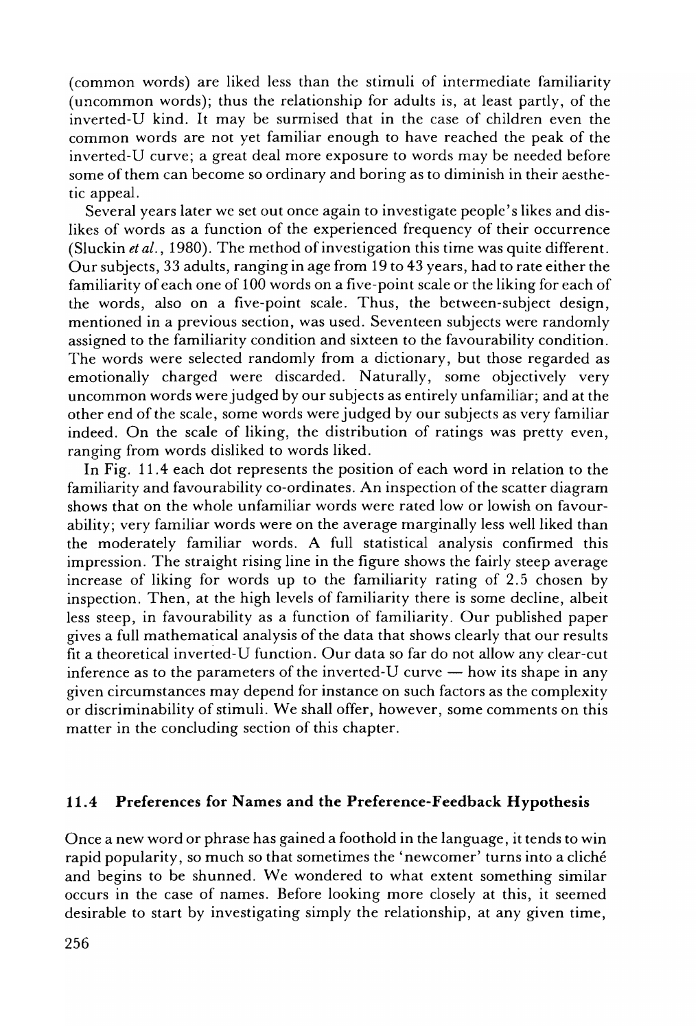(common words) are liked less than the stimuli of intermediate familiarity (uncommon words); thus the relationship for adults is, at least partly, of the inverted-U kind. It may be surmised that in the case of children even the common words are not yet familiar enough to have reached the peak of the inverted-U curve; a great deal more exposure to words may be needed before some of them can become so ordinary and boring as to diminish in their aesthetic appeal.

Several years later we set out once again to investigate people's likes and dislikes of words as a function of the experienced frequency of their occurrence (Sluckin *et al.*, 1980). The method of investigation this time was quite different. Our subjects, 33 adults, ranging in age from 19 to 43 years, had to rate either the familiarity of each one of 100 words on a five-point scale or the liking for each of the words, also on a five-point scale. Thus, the between-subject design, mentioned in a previous section, was used. Seventeen subjects were randomly assigned to the familiarity condition and sixteen to the favourability condition. The words were selected randomly from a dictionary, but those regarded as emotionally charged were discarded. Naturally, some objectively very uncommon words were judged by our subjects as entirely unfamiliar; and at the other end of the scale, some words were judged by our subjects as very familiar indeed. On the scale of liking, the distribution of ratings was pretty even, ranging from words disliked to words liked.

In Fig. 11.4 each dot represents the position of each word in relation to the familiarity and favourability co-ordinates. An inspection of the scatter diagram shows that on the whole unfamiliar words were rated low or lowish on favourability; very familiar words were on the average marginally less well liked than the moderately familiar words. A full statistical analysis confirmed this impression. The straight rising line in the figure shows the fairly steep average increase of liking for words up to the familiarity rating of 2.5 chosen by inspection. Then, at the high levels of familiarity there is some decline, albeit less steep, in favourability as a function of familiarity. Our published paper gives a full mathematical analysis of the data that shows clearly that our results fit a theoretical inverted-U function. Our data so far do not allow any clear-cut inference as to the parameters of the inverted-U curve — how its shape in any given circumstances may depend for instance on such factors as the complexity or discriminability of stimuli. We shall offer, however, some comments on this matter in the concluding section of this chapter.

## 11.4 Preferences for Names and the Preference-Feedback Hypothesis

Once a new word or phrase has gained a foothold in the language, it tends to win rapid popularity, so much so that sometimes the 'newcomer' turns into a cliché and begins to be shunned. We wondered to what extent something similar occurs in the case of names. Before looking more closely at this, it seemed desirable to start by investigating simply the relationship, at any given time,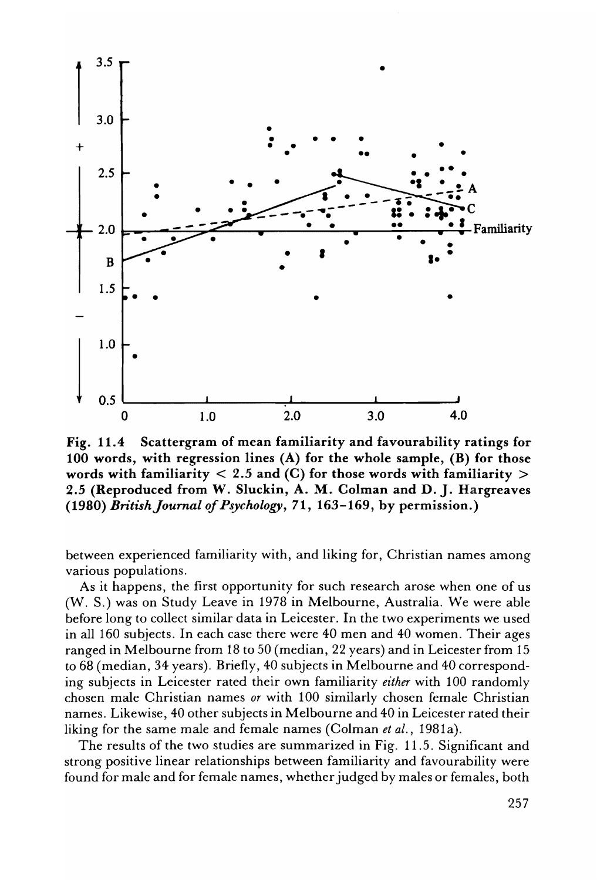3.5

3.0

+

2.5

2.0

B

1.5

−

1.0

0.5

0 1.0 2.0 3.0 4.0

A

C

Familiarity

**Fig. 11.4 Scattergram of mean familiarity and favourability ratings for 100 words, with regression lines (A) for the whole sample, (B) for those words with familiarity < 2.5 and (C) for those words with familiarity > 2.5 (Reproduced from W. Sluckin, A. M. Colman and D. J. Hargreaves (1980) *British Journal of Psychology*, 71, 163–169, by permission.)**

between experienced familiarity with, and liking for, Christian names among various populations.

As it happens, the first opportunity for such research arose when one of us (W. S.) was on Study Leave in 1978 in Melbourne, Australia. We were able before long to collect similar data in Leicester. In the two experiments we used in all 160 subjects. In each case there were 40 men and 40 women. Their ages ranged in Melbourne from 18 to 50 (median, 22 years) and in Leicester from 15 to 68 (median, 34 years). Briefly, 40 subjects in Melbourne and 40 corresponding subjects in Leicester rated their own familiarity *either* with 100 randomly chosen male Christian names *or* with 100 similarly chosen female Christian names. Likewise, 40 other subjects in Melbourne and 40 in Leicester rated their liking for the same male and female names (Colman *et al.*, 1981a).

The results of the two studies are summarized in Fig. 11.5. Significant and strong positive linear relationships between familiarity and favourability were found for male and for female names, whether judged by males or females, both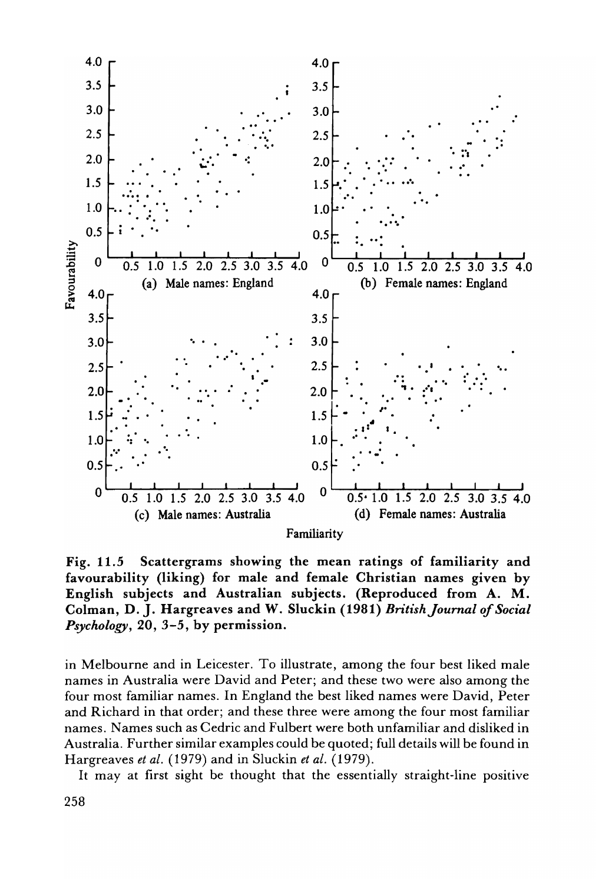4.0
3.5
3.0
2.5
2.0
1.5
1.0
0.5
0
0.5 1.0 1.5 2.0 2.5 3.0 3.5 4.0
(a) Male names: England

4.0
3.5
3.0
2.5
2.0
1.5
1.0
0.5
0
0.5 1.0 1.5 2.0 2.5 3.0 3.5 4.0
(b) Female names: England

Favourability

4.0
3.5
3.0
2.5
2.0
1.5
1.0
0.5
0
0.5 1.0 1.5 2.0 2.5 3.0 3.5 4.0
(c) Male names: Australia

4.0
3.5
3.0
2.5
2.0
1.5
1.0
0.5
0
0.5 1.0 1.5 2.0 2.5 3.0 3.5 4.0
(d) Female names: Australia

Familiarity

**Fig. 11.5 Scattergrams showing the mean ratings of familiarity and favourability (liking) for male and female Christian names given by English subjects and Australian subjects. (Reproduced from A. M. Colman, D. J. Hargreaves and W. Sluckin (1981) *British Journal of Social Psychology*, 20, 3–5, by permission.**

in Melbourne and in Leicester. To illustrate, among the four best liked male names in Australia were David and Peter; and these two were also among the four most familiar names. In England the best liked names were David, Peter and Richard in that order; and these three were among the four most familiar names. Names such as Cedric and Fulbert were both unfamiliar and disliked in Australia. Further similar examples could be quoted; full details will be found in Hargreaves *et al.* (1979) and in Sluckin *et al.* (1979).

It may at first sight be thought that the essentially straight-line positive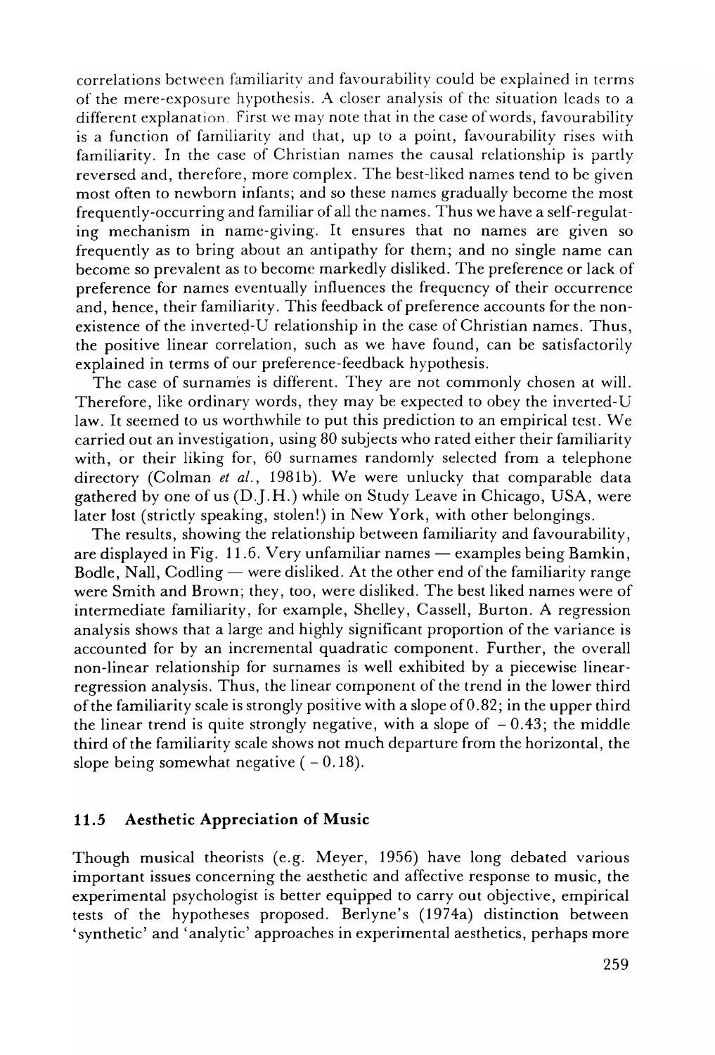correlations between familiarity and favourability could be explained in terms of the mere-exposure hypothesis. A closer analysis of the situation leads to a different explanation. First we may note that in the case of words, favourability is a function of familiarity and that, up to a point, favourability rises with familiarity. In the case of Christian names the causal relationship is partly reversed and, therefore, more complex. The best-liked names tend to be given most often to newborn infants; and so these names gradually become the most frequently-occurring and familiar of all the names. Thus we have a self-regulating mechanism in name-giving. It ensures that no names are given so frequently as to bring about an antipathy for them; and no single name can become so prevalent as to become markedly disliked. The preference or lack of preference for names eventually influences the frequency of their occurrence and, hence, their familiarity. This feedback of preference accounts for the non-existence of the inverted-U relationship in the case of Christian names. Thus, the positive linear correlation, such as we have found, can be satisfactorily explained in terms of our preference-feedback hypothesis.

The case of surnames is different. They are not commonly chosen at will. Therefore, like ordinary words, they may be expected to obey the inverted-U law. It seemed to us worthwhile to put this prediction to an empirical test. We carried out an investigation, using 80 subjects who rated either their familiarity with, or their liking for, 60 surnames randomly selected from a telephone directory (Colman *et al.*, 1981b). We were unlucky that comparable data gathered by one of us (D.J.H.) while on Study Leave in Chicago, USA, were later lost (strictly speaking, stolen!) in New York, with other belongings.

The results, showing the relationship between familiarity and favourability, are displayed in Fig. 11.6. Very unfamiliar names — examples being Bamkin, Bodle, Nall, Codling — were disliked. At the other end of the familiarity range were Smith and Brown; they, too, were disliked. The best liked names were of intermediate familiarity, for example, Shelley, Cassell, Burton. A regression analysis shows that a large and highly significant proportion of the variance is accounted for by an incremental quadratic component. Further, the overall non-linear relationship for surnames is well exhibited by a piecewise linear-regression analysis. Thus, the linear component of the trend in the lower third of the familiarity scale is strongly positive with a slope of 0.82; in the upper third the linear trend is quite strongly negative, with a slope of $-0.43$; the middle third of the familiarity scale shows not much departure from the horizontal, the slope being somewhat negative ($-0.18$).

## 11.5 Aesthetic Appreciation of Music

Though musical theorists (e.g. Meyer, 1956) have long debated various important issues concerning the aesthetic and affective response to music, the experimental psychologist is better equipped to carry out objective, empirical tests of the hypotheses proposed. Berlyne's (1974a) distinction between 'synthetic' and 'analytic' approaches in experimental aesthetics, perhaps more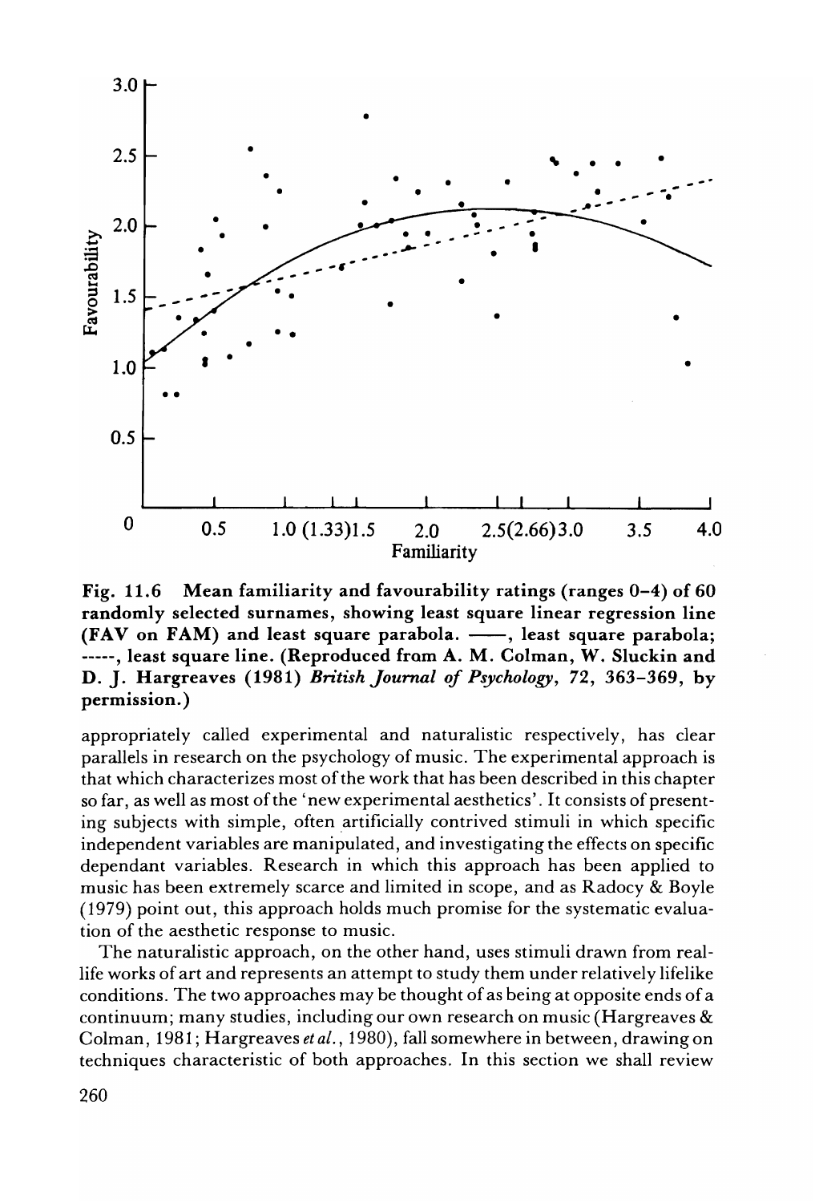3.0

2.5

2.0

1.5

1.0

0.5

0

Favourability

0.5 1.0 (1.33) 1.5 2.0 2.5 (2.66) 3.0 3.5 4.0

Familiarity

**Fig. 11.6 Mean familiarity and favourability ratings (ranges 0–4) of 60 randomly selected surnames, showing least square linear regression line (FAV on FAM) and least square parabola. ——, least square parabola; -----, least square line. (Reproduced from A. M. Colman, W. Sluckin and D. J. Hargreaves (1981) *British Journal of Psychology*, 72, 363–369, by permission.)**

appropriately called experimental and naturalistic respectively, has clear parallels in research on the psychology of music. The experimental approach is that which characterizes most of the work that has been described in this chapter so far, as well as most of the 'new experimental aesthetics'. It consists of presenting subjects with simple, often artificially contrived stimuli in which specific independent variables are manipulated, and investigating the effects on specific dependant variables. Research in which this approach has been applied to music has been extremely scarce and limited in scope, and as Radocy & Boyle (1979) point out, this approach holds much promise for the systematic evaluation of the aesthetic response to music.

The naturalistic approach, on the other hand, uses stimuli drawn from real-life works of art and represents an attempt to study them under relatively lifelike conditions. The two approaches may be thought of as being at opposite ends of a continuum; many studies, including our own research on music (Hargreaves & Colman, 1981; Hargreaves *et al.*, 1980), fall somewhere in between, drawing on techniques characteristic of both approaches. In this section we shall review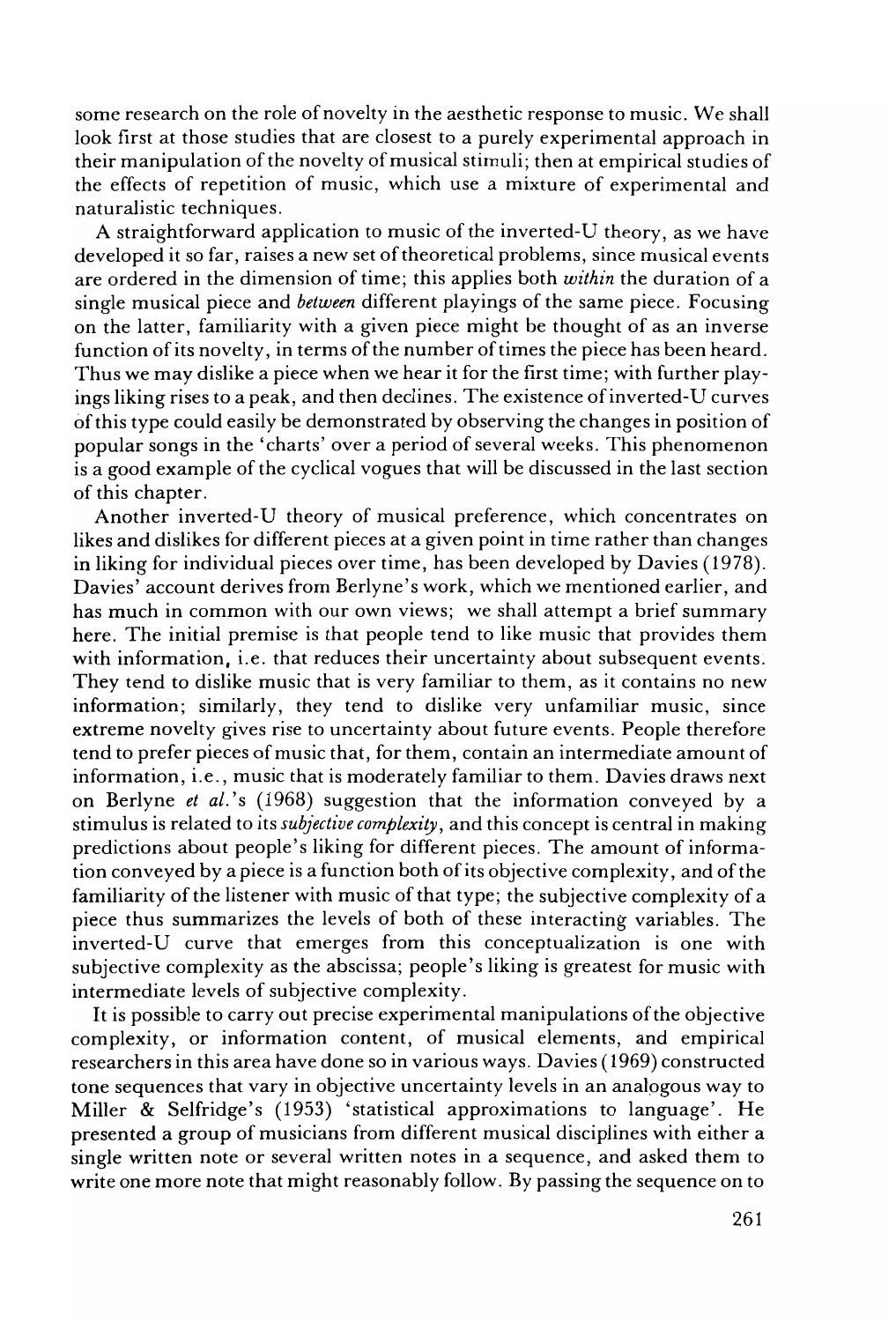some research on the role of novelty in the aesthetic response to music. We shall look first at those studies that are closest to a purely experimental approach in their manipulation of the novelty of musical stimuli; then at empirical studies of the effects of repetition of music, which use a mixture of experimental and naturalistic techniques.

A straightforward application to music of the inverted-U theory, as we have developed it so far, raises a new set of theoretical problems, since musical events are ordered in the dimension of time; this applies both *within* the duration of a single musical piece and *between* different playings of the same piece. Focusing on the latter, familiarity with a given piece might be thought of as an inverse function of its novelty, in terms of the number of times the piece has been heard. Thus we may dislike a piece when we hear it for the first time; with further playings liking rises to a peak, and then declines. The existence of inverted-U curves of this type could easily be demonstrated by observing the changes in position of popular songs in the 'charts' over a period of several weeks. This phenomenon is a good example of the cyclical vogues that will be discussed in the last section of this chapter.

Another inverted-U theory of musical preference, which concentrates on likes and dislikes for different pieces at a given point in time rather than changes in liking for individual pieces over time, has been developed by Davies (1978). Davies' account derives from Berlyne's work, which we mentioned earlier, and has much in common with our own views; we shall attempt a brief summary here. The initial premise is that people tend to like music that provides them with information, i.e. that reduces their uncertainty about subsequent events. They tend to dislike music that is very familiar to them, as it contains no new information; similarly, they tend to dislike very unfamiliar music, since extreme novelty gives rise to uncertainty about future events. People therefore tend to prefer pieces of music that, for them, contain an intermediate amount of information, i.e., music that is moderately familiar to them. Davies draws next on Berlyne *et al.*'s (1968) suggestion that the information conveyed by a stimulus is related to its *subjective complexity*, and this concept is central in making predictions about people's liking for different pieces. The amount of information conveyed by a piece is a function both of its objective complexity, and of the familiarity of the listener with music of that type; the subjective complexity of a piece thus summarizes the levels of both of these interacting variables. The inverted-U curve that emerges from this conceptualization is one with subjective complexity as the abscissa; people's liking is greatest for music with intermediate levels of subjective complexity.

It is possible to carry out precise experimental manipulations of the objective complexity, or information content, of musical elements, and empirical researchers in this area have done so in various ways. Davies (1969) constructed tone sequences that vary in objective uncertainty levels in an analogous way to Miller & Selfridge's (1953) 'statistical approximations to language'. He presented a group of musicians from different musical disciplines with either a single written note or several written notes in a sequence, and asked them to write one more note that might reasonably follow. By passing the sequence on to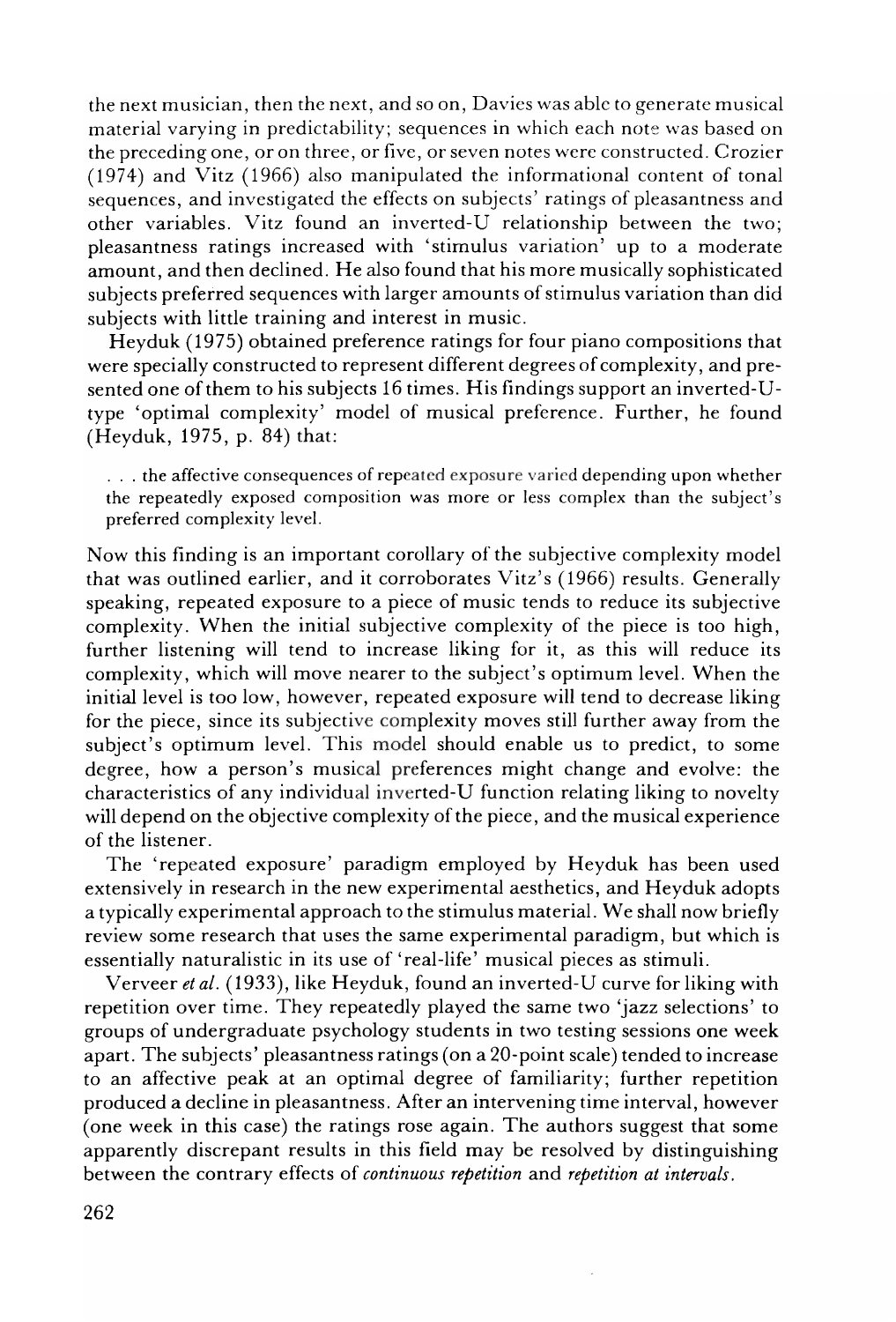the next musician, then the next, and so on, Davies was able to generate musical material varying in predictability; sequences in which each note was based on the preceding one, or on three, or five, or seven notes were constructed. Crozier (1974) and Vitz (1966) also manipulated the informational content of tonal sequences, and investigated the effects on subjects' ratings of pleasantness and other variables. Vitz found an inverted-U relationship between the two; pleasantness ratings increased with 'stimulus variation' up to a moderate amount, and then declined. He also found that his more musically sophisticated subjects preferred sequences with larger amounts of stimulus variation than did subjects with little training and interest in music.

Heyduk (1975) obtained preference ratings for four piano compositions that were specially constructed to represent different degrees of complexity, and presented one of them to his subjects 16 times. His findings support an inverted-U-type 'optimal complexity' model of musical preference. Further, he found (Heyduk, 1975, p. 84) that:

> . . . the affective consequences of repeated exposure varied depending upon whether the repeatedly exposed composition was more or less complex than the subject's preferred complexity level.

Now this finding is an important corollary of the subjective complexity model that was outlined earlier, and it corroborates Vitz's (1966) results. Generally speaking, repeated exposure to a piece of music tends to reduce its subjective complexity. When the initial subjective complexity of the piece is too high, further listening will tend to increase liking for it, as this will reduce its complexity, which will move nearer to the subject's optimum level. When the initial level is too low, however, repeated exposure will tend to decrease liking for the piece, since its subjective complexity moves still further away from the subject's optimum level. This model should enable us to predict, to some degree, how a person's musical preferences might change and evolve: the characteristics of any individual inverted-U function relating liking to novelty will depend on the objective complexity of the piece, and the musical experience of the listener.

The 'repeated exposure' paradigm employed by Heyduk has been used extensively in research in the new experimental aesthetics, and Heyduk adopts a typically experimental approach to the stimulus material. We shall now briefly review some research that uses the same experimental paradigm, but which is essentially naturalistic in its use of 'real-life' musical pieces as stimuli.

Verveer *et al.* (1933), like Heyduk, found an inverted-U curve for liking with repetition over time. They repeatedly played the same two 'jazz selections' to groups of undergraduate psychology students in two testing sessions one week apart. The subjects' pleasantness ratings (on a 20-point scale) tended to increase to an affective peak at an optimal degree of familiarity; further repetition produced a decline in pleasantness. After an intervening time interval, however (one week in this case) the ratings rose again. The authors suggest that some apparently discrepant results in this field may be resolved by distinguishing between the contrary effects of *continuous repetition* and *repetition at intervals*.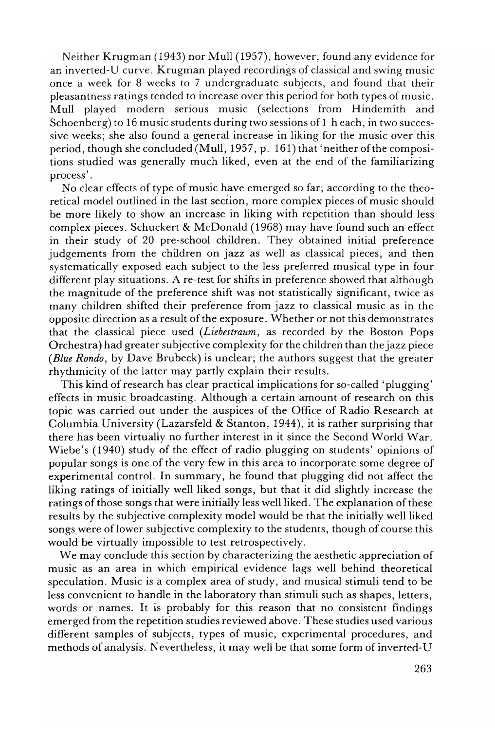Neither Krugman (1943) nor Mull (1957), however, found any evidence for an inverted-U curve. Krugman played recordings of classical and swing music once a week for 8 weeks to 7 undergraduate subjects, and found that their pleasantness ratings tended to increase over this period for both types of music. Mull played modern serious music (selections from Hindemith and Schoenberg) to 16 music students during two sessions of 1 h each, in two successive weeks; she also found a general increase in liking for the music over this period, though she concluded (Mull, 1957, p. 161) that 'neither of the compositions studied was generally much liked, even at the end of the familiarizing process'.

No clear effects of type of music have emerged so far; according to the theoretical model outlined in the last section, more complex pieces of music should be more likely to show an increase in liking with repetition than should less complex pieces. Schuckert & McDonald (1968) may have found such an effect in their study of 20 pre-school children. They obtained initial preference judgements from the children on jazz as well as classical pieces, and then systematically exposed each subject to the less preferred musical type in four different play situations. A re-test for shifts in preference showed that although the magnitude of the preference shift was not statistically significant, twice as many children shifted their preference from jazz to classical music as in the opposite direction as a result of the exposure. Whether or not this demonstrates that the classical piece used (*Liebestraum*, as recorded by the Boston Pops Orchestra) had greater subjective complexity for the children than the jazz piece (*Blue Rondo*, by Dave Brubeck) is unclear; the authors suggest that the greater rhythmicity of the latter may partly explain their results.

This kind of research has clear practical implications for so-called 'plugging' effects in music broadcasting. Although a certain amount of research on this topic was carried out under the auspices of the Office of Radio Research at Columbia University (Lazarsfeld & Stanton, 1944), it is rather surprising that there has been virtually no further interest in it since the Second World War. Wiebe's (1940) study of the effect of radio plugging on students' opinions of popular songs is one of the very few in this area to incorporate some degree of experimental control. In summary, he found that plugging did not affect the liking ratings of initially well liked songs, but that it did slightly increase the ratings of those songs that were initially less well liked. The explanation of these results by the subjective complexity model would be that the initially well liked songs were of lower subjective complexity to the students, though of course this would be virtually impossible to test retrospectively.

We may conclude this section by characterizing the aesthetic appreciation of music as an area in which empirical evidence lags well behind theoretical speculation. Music is a complex area of study, and musical stimuli tend to be less convenient to handle in the laboratory than stimuli such as shapes, letters, words or names. It is probably for this reason that no consistent findings emerged from the repetition studies reviewed above. These studies used various different samples of subjects, types of music, experimental procedures, and methods of analysis. Nevertheless, it may well be that some form of inverted-U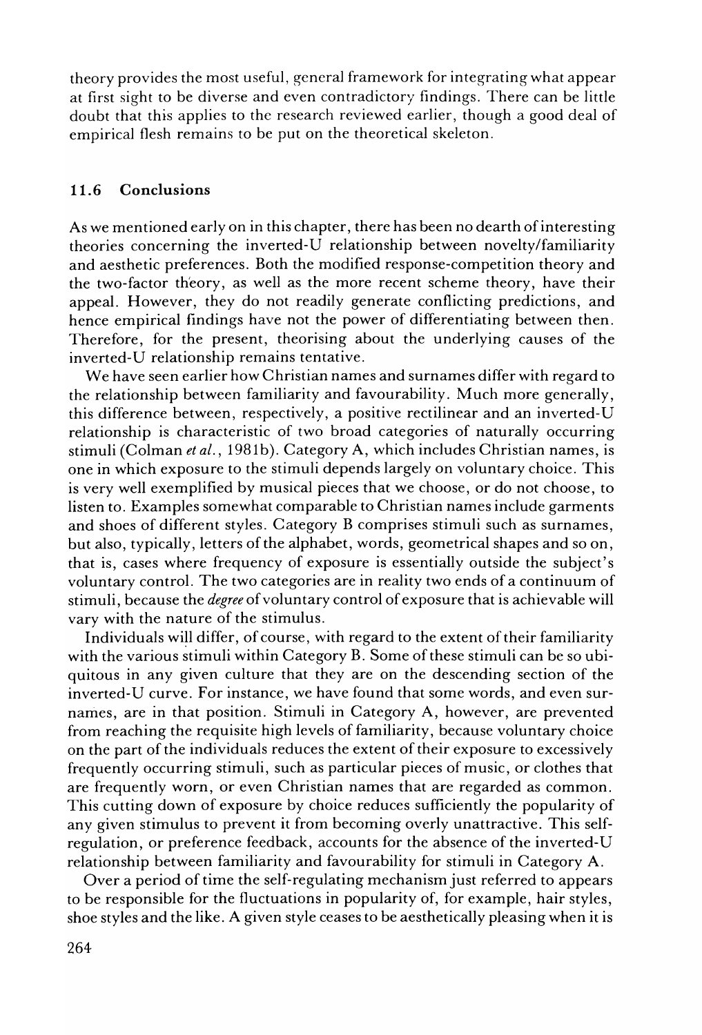theory provides the most useful, general framework for integrating what appear at first sight to be diverse and even contradictory findings. There can be little doubt that this applies to the research reviewed earlier, though a good deal of empirical flesh remains to be put on the theoretical skeleton.

## 11.6 Conclusions

As we mentioned early on in this chapter, there has been no dearth of interesting theories concerning the inverted-U relationship between novelty/familiarity and aesthetic preferences. Both the modified response-competition theory and the two-factor theory, as well as the more recent scheme theory, have their appeal. However, they do not readily generate conflicting predictions, and hence empirical findings have not the power of differentiating between then. Therefore, for the present, theorising about the underlying causes of the inverted-U relationship remains tentative.

We have seen earlier how Christian names and surnames differ with regard to the relationship between familiarity and favourability. Much more generally, this difference between, respectively, a positive rectilinear and an inverted-U relationship is characteristic of two broad categories of naturally occurring stimuli (Colman *et al.*, 1981b). Category A, which includes Christian names, is one in which exposure to the stimuli depends largely on voluntary choice. This is very well exemplified by musical pieces that we choose, or do not choose, to listen to. Examples somewhat comparable to Christian names include garments and shoes of different styles. Category B comprises stimuli such as surnames, but also, typically, letters of the alphabet, words, geometrical shapes and so on, that is, cases where frequency of exposure is essentially outside the subject's voluntary control. The two categories are in reality two ends of a continuum of stimuli, because the *degree* of voluntary control of exposure that is achievable will vary with the nature of the stimulus.

Individuals will differ, of course, with regard to the extent of their familiarity with the various stimuli within Category B. Some of these stimuli can be so ubiquitous in any given culture that they are on the descending section of the inverted-U curve. For instance, we have found that some words, and even surnames, are in that position. Stimuli in Category A, however, are prevented from reaching the requisite high levels of familiarity, because voluntary choice on the part of the individuals reduces the extent of their exposure to excessively frequently occurring stimuli, such as particular pieces of music, or clothes that are frequently worn, or even Christian names that are regarded as common. This cutting down of exposure by choice reduces sufficiently the popularity of any given stimulus to prevent it from becoming overly unattractive. This self-regulation, or preference feedback, accounts for the absence of the inverted-U relationship between familiarity and favourability for stimuli in Category A.

Over a period of time the self-regulating mechanism just referred to appears to be responsible for the fluctuations in popularity of, for example, hair styles, shoe styles and the like. A given style ceases to be aesthetically pleasing when it is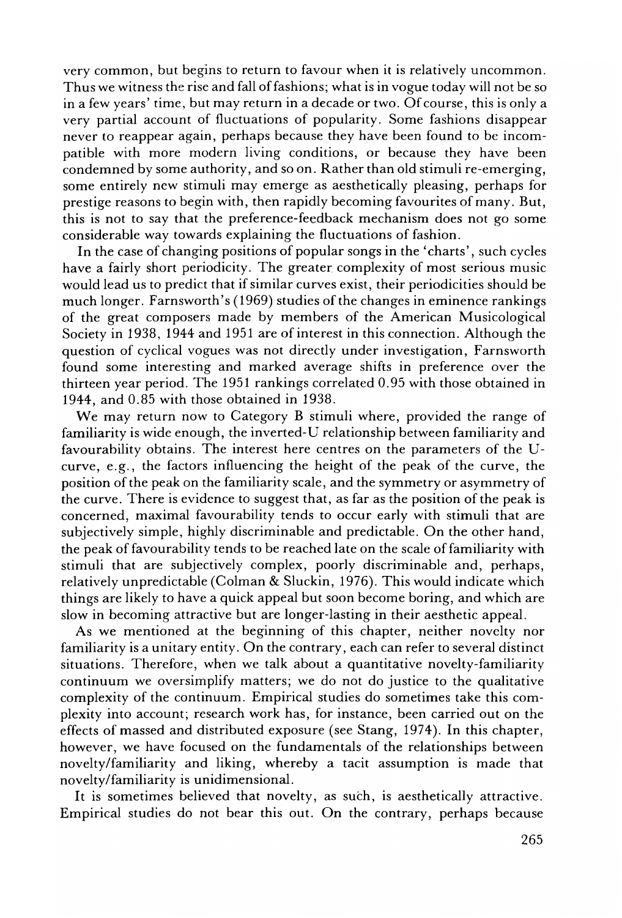very common, but begins to return to favour when it is relatively uncommon. Thus we witness the rise and fall of fashions; what is in vogue today will not be so in a few years' time, but may return in a decade or two. Of course, this is only a very partial account of fluctuations of popularity. Some fashions disappear never to reappear again, perhaps because they have been found to be incompatible with more modern living conditions, or because they have been condemned by some authority, and so on. Rather than old stimuli re-emerging, some entirely new stimuli may emerge as aesthetically pleasing, perhaps for prestige reasons to begin with, then rapidly becoming favourites of many. But, this is not to say that the preference-feedback mechanism does not go some considerable way towards explaining the fluctuations of fashion.

In the case of changing positions of popular songs in the 'charts', such cycles have a fairly short periodicity. The greater complexity of most serious music would lead us to predict that if similar curves exist, their periodicities should be much longer. Farnsworth's (1969) studies of the changes in eminence rankings of the great composers made by members of the American Musicological Society in 1938, 1944 and 1951 are of interest in this connection. Although the question of cyclical vogues was not directly under investigation, Farnsworth found some interesting and marked average shifts in preference over the thirteen year period. The 1951 rankings correlated 0.95 with those obtained in 1944, and 0.85 with those obtained in 1938.

We may return now to Category B stimuli where, provided the range of familiarity is wide enough, the inverted-U relationship between familiarity and favourability obtains. The interest here centres on the parameters of the U-curve, e.g., the factors influencing the height of the peak of the curve, the position of the peak on the familiarity scale, and the symmetry or asymmetry of the curve. There is evidence to suggest that, as far as the position of the peak is concerned, maximal favourability tends to occur early with stimuli that are subjectively simple, highly discriminable and predictable. On the other hand, the peak of favourability tends to be reached late on the scale of familiarity with stimuli that are subjectively complex, poorly discriminable and, perhaps, relatively unpredictable (Colman & Sluckin, 1976). This would indicate which things are likely to have a quick appeal but soon become boring, and which are slow in becoming attractive but are longer-lasting in their aesthetic appeal.

As we mentioned at the beginning of this chapter, neither novelty nor familiarity is a unitary entity. On the contrary, each can refer to several distinct situations. Therefore, when we talk about a quantitative novelty-familiarity continuum we oversimplify matters; we do not do justice to the qualitative complexity of the continuum. Empirical studies do sometimes take this complexity into account; research work has, for instance, been carried out on the effects of massed and distributed exposure (see Stang, 1974). In this chapter, however, we have focused on the fundamentals of the relationships between novelty/familiarity and liking, whereby a tacit assumption is made that novelty/familiarity is unidimensional.

It is sometimes believed that novelty, as such, is aesthetically attractive. Empirical studies do not bear this out. On the contrary, perhaps because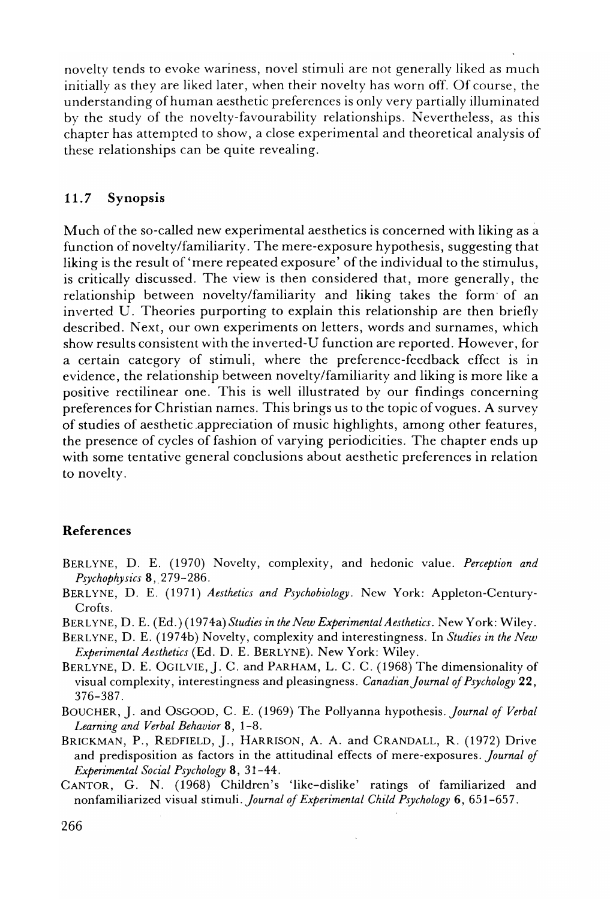novelty tends to evoke wariness, novel stimuli are not generally liked as much initially as they are liked later, when their novelty has worn off. Of course, the understanding of human aesthetic preferences is only very partially illuminated by the study of the novelty-favourability relationships. Nevertheless, as this chapter has attempted to show, a close experimental and theoretical analysis of these relationships can be quite revealing.

## 11.7 Synopsis

Much of the so-called new experimental aesthetics is concerned with liking as a function of novelty/familiarity. The mere-exposure hypothesis, suggesting that liking is the result of 'mere repeated exposure' of the individual to the stimulus, is critically discussed. The view is then considered that, more generally, the relationship between novelty/familiarity and liking takes the form of an inverted U. Theories purporting to explain this relationship are then briefly described. Next, our own experiments on letters, words and surnames, which show results consistent with the inverted-U function are reported. However, for a certain category of stimuli, where the preference-feedback effect is in evidence, the relationship between novelty/familiarity and liking is more like a positive rectilinear one. This is well illustrated by our findings concerning preferences for Christian names. This brings us to the topic of vogues. A survey of studies of aesthetic appreciation of music highlights, among other features, the presence of cycles of fashion of varying periodicities. The chapter ends up with some tentative general conclusions about aesthetic preferences in relation to novelty.

## References

BERLYNE, D. E. (1970) Novelty, complexity, and hedonic value. *Perception and Psychophysics* **8**, 279–286.

BERLYNE, D. E. (1971) *Aesthetics and Psychobiology*. New York: Appleton-Century-Crofts.

BERLYNE, D. E. (Ed.) (1974a) *Studies in the New Experimental Aesthetics*. New York: Wiley.

BERLYNE, D. E. (1974b) Novelty, complexity and interestingness. In *Studies in the New Experimental Aesthetics* (Ed. D. E. BERLYNE). New York: Wiley.

BERLYNE, D. E. OGILVIE, J. C. and PARHAM, L. C. C. (1968) The dimensionality of visual complexity, interestingness and pleasingness. *Canadian Journal of Psychology* **22**, 376–387.

BOUCHER, J. and OSGOOD, C. E. (1969) The Pollyanna hypothesis. *Journal of Verbal Learning and Verbal Behavior* **8**, 1–8.

BRICKMAN, P., REDFIELD, J., HARRISON, A. A. and CRANDALL, R. (1972) Drive and predisposition as factors in the attitudinal effects of mere-exposures. *Journal of Experimental Social Psychology* **8**, 31–44.

CANTOR, G. N. (1968) Children's 'like-dislike' ratings of familiarized and nonfamiliarized visual stimuli. *Journal of Experimental Child Psychology* **6**, 651–657.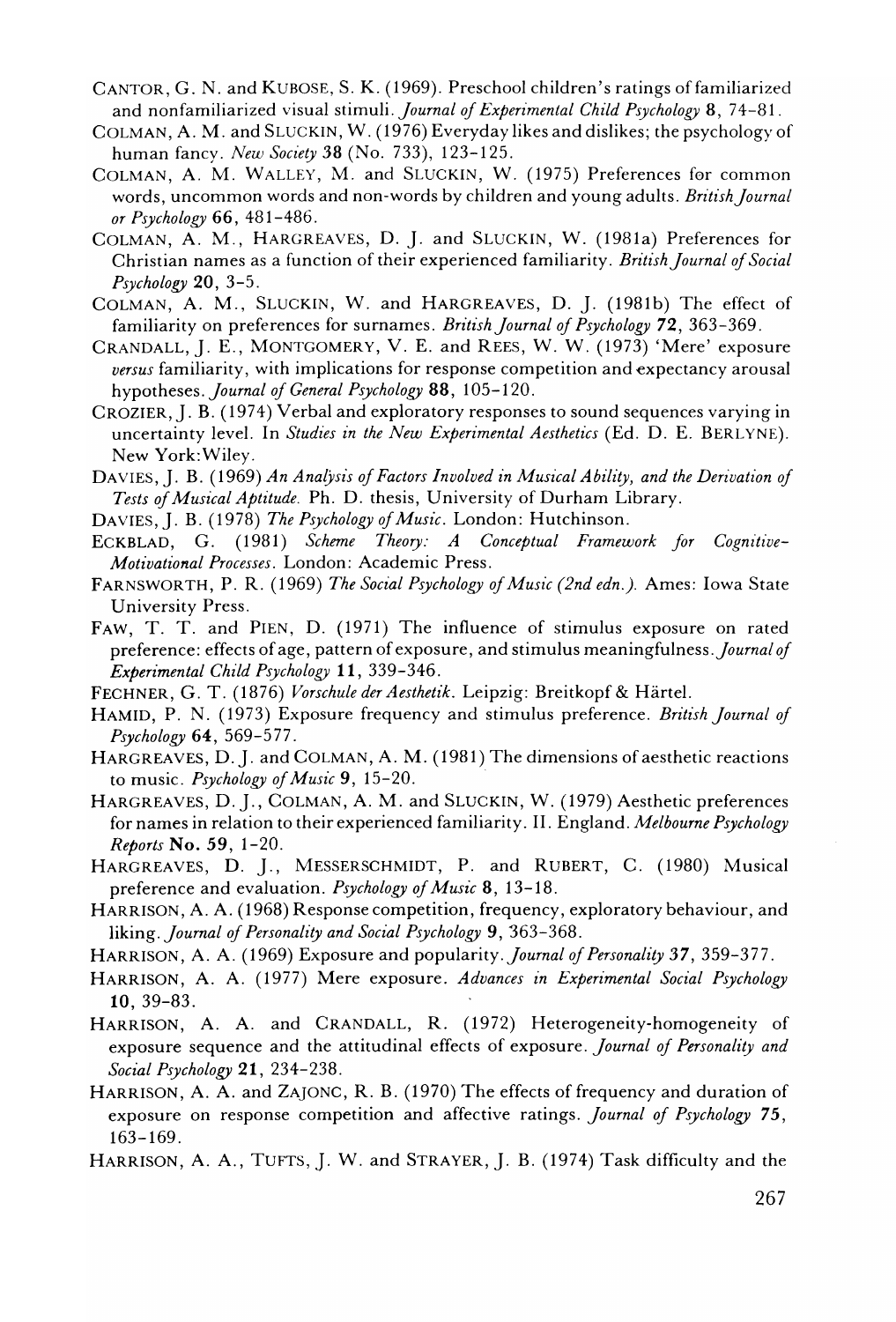CANTOR, G. N. and KUBOSE, S. K. (1969). Preschool children's ratings of familiarized and nonfamiliarized visual stimuli. *Journal of Experimental Child Psychology* **8**, 74–81.

COLMAN, A. M. and SLUCKIN, W. (1976) Everyday likes and dislikes; the psychology of human fancy. *New Society* **38** (No. 733), 123–125.

COLMAN, A. M. WALLEY, M. and SLUCKIN, W. (1975) Preferences for common words, uncommon words and non-words by children and young adults. *British Journal or Psychology* **66**, 481–486.

COLMAN, A. M., HARGREAVES, D. J. and SLUCKIN, W. (1981a) Preferences for Christian names as a function of their experienced familiarity. *British Journal of Social Psychology* **20**, 3–5.

COLMAN, A. M., SLUCKIN, W. and HARGREAVES, D. J. (1981b) The effect of familiarity on preferences for surnames. *British Journal of Psychology* **72**, 363–369.

CRANDALL, J. E., MONTGOMERY, V. E. and REES, W. W. (1973) 'Mere' exposure *versus* familiarity, with implications for response competition and expectancy arousal hypotheses. *Journal of General Psychology* **88**, 105–120.

CROZIER, J. B. (1974) Verbal and exploratory responses to sound sequences varying in uncertainty level. In *Studies in the New Experimental Aesthetics* (Ed. D. E. BERLYNE). New York: Wiley.

DAVIES, J. B. (1969) *An Analysis of Factors Involved in Musical Ability, and the Derivation of Tests of Musical Aptitude.* Ph. D. thesis, University of Durham Library.

DAVIES, J. B. (1978) *The Psychology of Music.* London: Hutchinson.

ECKBLAD, G. (1981) *Scheme Theory: A Conceptual Framework for Cognitive-Motivational Processes.* London: Academic Press.

FARNSWORTH, P. R. (1969) *The Social Psychology of Music (2nd edn.).* Ames: Iowa State University Press.

FAW, T. T. and PIEN, D. (1971) The influence of stimulus exposure on rated preference: effects of age, pattern of exposure, and stimulus meaningfulness. *Journal of Experimental Child Psychology* **11**, 339–346.

FECHNER, G. T. (1876) *Vorschule der Aesthetik.* Leipzig: Breitkopf & Härtel.

HAMID, P. N. (1973) Exposure frequency and stimulus preference. *British Journal of Psychology* **64**, 569–577.

HARGREAVES, D. J. and COLMAN, A. M. (1981) The dimensions of aesthetic reactions to music. *Psychology of Music* **9**, 15–20.

HARGREAVES, D. J., COLMAN, A. M. and SLUCKIN, W. (1979) Aesthetic preferences for names in relation to their experienced familiarity. II. England. *Melbourne Psychology Reports* **No. 59**, 1–20.

HARGREAVES, D. J., MESSERSCHMIDT, P. and RUBERT, C. (1980) Musical preference and evaluation. *Psychology of Music* **8**, 13–18.

HARRISON, A. A. (1968) Response competition, frequency, exploratory behaviour, and liking. *Journal of Personality and Social Psychology* **9**, 363–368.

HARRISON, A. A. (1969) Exposure and popularity. *Journal of Personality* **37**, 359–377.

HARRISON, A. A. (1977) Mere exposure. *Advances in Experimental Social Psychology* **10**, 39–83.

HARRISON, A. A. and CRANDALL, R. (1972) Heterogeneity-homogeneity of exposure sequence and the attitudinal effects of exposure. *Journal of Personality and Social Psychology* **21**, 234–238.

HARRISON, A. A. and ZAJONC, R. B. (1970) The effects of frequency and duration of exposure on response competition and affective ratings. *Journal of Psychology* **75**, 163–169.

HARRISON, A. A., TUFTS, J. W. and STRAYER, J. B. (1974) Task difficulty and the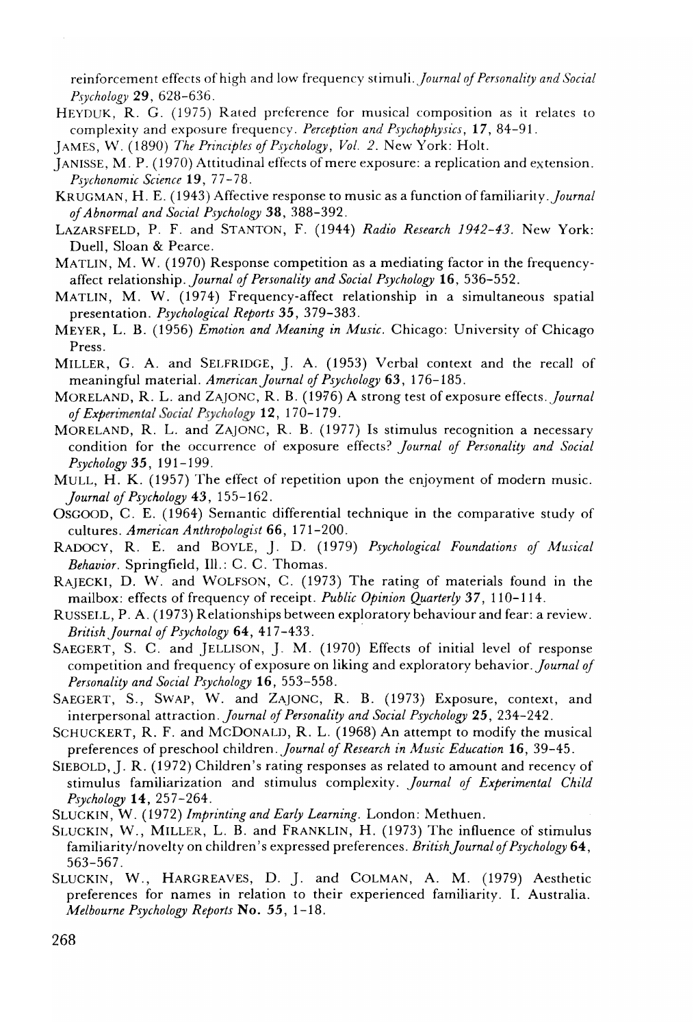reinforcement effects of high and low frequency stimuli. *Journal of Personality and Social Psychology* **29**, 628–636.

HEYDUK, R. G. (1975) Rated preference for musical composition as it relates to complexity and exposure frequency. *Perception and Psychophysics*, **17**, 84–91.

JAMES, W. (1890) *The Principles of Psychology, Vol. 2*. New York: Holt.

JANISSE, M. P. (1970) Attitudinal effects of mere exposure: a replication and extension. *Psychonomic Science* **19**, 77–78.

KRUGMAN, H. E. (1943) Affective response to music as a function of familiarity. *Journal of Abnormal and Social Psychology* **38**, 388–392.

LAZARSFELD, P. F. and STANTON, F. (1944) *Radio Research 1942–43*. New York: Duell, Sloan & Pearce.

MATLIN, M. W. (1970) Response competition as a mediating factor in the frequency-affect relationship. *Journal of Personality and Social Psychology* **16**, 536–552.

MATLIN, M. W. (1974) Frequency-affect relationship in a simultaneous spatial presentation. *Psychological Reports* **35**, 379–383.

MEYER, L. B. (1956) *Emotion and Meaning in Music*. Chicago: University of Chicago Press.

MILLER, G. A. and SELFRIDGE, J. A. (1953) Verbal context and the recall of meaningful material. *American Journal of Psychology* **63**, 176–185.

MORELAND, R. L. and ZAJONC, R. B. (1976) A strong test of exposure effects. *Journal of Experimental Social Psychology* **12**, 170–179.

MORELAND, R. L. and ZAJONC, R. B. (1977) Is stimulus recognition a necessary condition for the occurrence of exposure effects? *Journal of Personality and Social Psychology* **35**, 191–199.

MULL, H. K. (1957) The effect of repetition upon the enjoyment of modern music. *Journal of Psychology* **43**, 155–162.

OSGOOD, C. E. (1964) Semantic differential technique in the comparative study of cultures. *American Anthropologist* **66**, 171–200.

RADOCY, R. E. and BOYLE, J. D. (1979) *Psychological Foundations of Musical Behavior*. Springfield, Ill.: C. C. Thomas.

RAJECKI, D. W. and WOLFSON, C. (1973) The rating of materials found in the mailbox: effects of frequency of receipt. *Public Opinion Quarterly* **37**, 110–114.

RUSSELL, P. A. (1973) Relationships between exploratory behaviour and fear: a review. *British Journal of Psychology* **64**, 417–433.

SAEGERT, S. C. and JELLISON, J. M. (1970) Effects of initial level of response competition and frequency of exposure on liking and exploratory behavior. *Journal of Personality and Social Psychology* **16**, 553–558.

SAEGERT, S., SWAP, W. and ZAJONC, R. B. (1973) Exposure, context, and interpersonal attraction. *Journal of Personality and Social Psychology* **25**, 234–242.

SCHUCKERT, R. F. and MCDONALD, R. L. (1968) An attempt to modify the musical preferences of preschool children. *Journal of Research in Music Education* **16**, 39–45.

SIEBOLD, J. R. (1972) Children's rating responses as related to amount and recency of stimulus familiarization and stimulus complexity. *Journal of Experimental Child Psychology* **14**, 257–264.

SLUCKIN, W. (1972) *Imprinting and Early Learning*. London: Methuen.

SLUCKIN, W., MILLER, L. B. and FRANKLIN, H. (1973) The influence of stimulus familiarity/novelty on children's expressed preferences. *British Journal of Psychology* **64**, 563–567.

SLUCKIN, W., HARGREAVES, D. J. and COLMAN, A. M. (1979) Aesthetic preferences for names in relation to their experienced familiarity. I. Australia. *Melbourne Psychology Reports* **No. 55**, 1–18.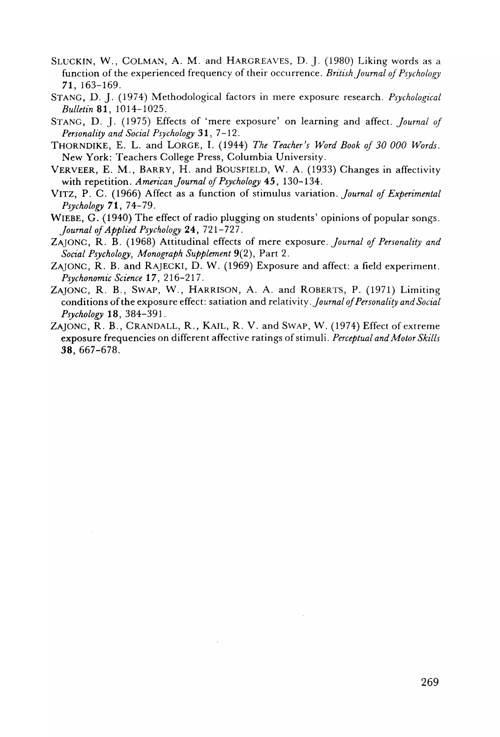SLUCKIN, W., COLMAN, A. M. and HARGREAVES, D. J. (1980) Liking words as a function of the experienced frequency of their occurrence. *British Journal of Psychology* **71**, 163–169.

STANG, D. J. (1974) Methodological factors in mere exposure research. *Psychological Bulletin* **81**, 1014–1025.

STANG, D. J. (1975) Effects of 'mere exposure' on learning and affect. *Journal of Personality and Social Psychology* **31**, 7–12.

THORNDIKE, E. L. and LORGE, I. (1944) *The Teacher's Word Book of 30 000 Words*. New York: Teachers College Press, Columbia University.

VERVEER, E. M., BARRY, H. and BOUSFIELD, W. A. (1933) Changes in affectivity with repetition. *American Journal of Psychology* **45**, 130–134.

VITZ, P. C. (1966) Affect as a function of stimulus variation. *Journal of Experimental Psychology* **71**, 74–79.

WIEBE, G. (1940) The effect of radio plugging on students' opinions of popular songs. *Journal of Applied Psychology* **24**, 721–727.

ZAJONC, R. B. (1968) Attitudinal effects of mere exposure. *Journal of Personality and Social Psychology, Monograph Supplement* **9**(2), Part 2.

ZAJONC, R. B. and RAJECKI, D. W. (1969) Exposure and affect: a field experiment. *Psychonomic Science* **17**, 216–217.

ZAJONC, R. B., SWAP, W., HARRISON, A. A. and ROBERTS, P. (1971) Limiting conditions of the exposure effect: satiation and relativity. *Journal of Personality and Social Psychology* **18**, 384–391.

ZAJONC, R. B., CRANDALL, R., KAIL, R. V. and SWAP, W. (1974) Effect of extreme exposure frequencies on different affective ratings of stimuli. *Perceptual and Motor Skills* **38**, 667–678.